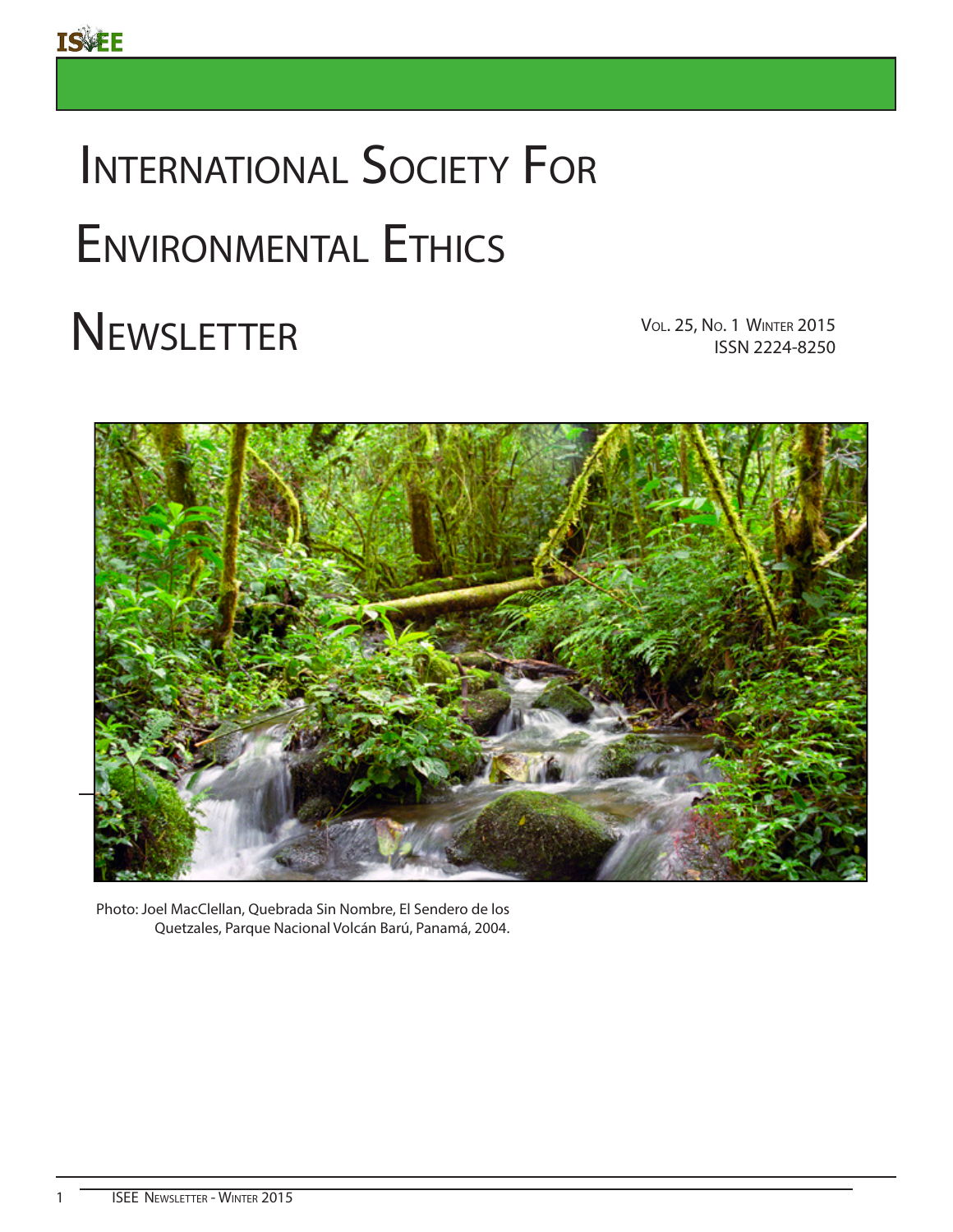# International Society For Environmental Ethics Newsletter

Vol. 25, No. 1 Winter 2015
ISSN 2224-8250

Photo: Joel MacClellan, Quebrada Sin Nombre, El Sendero de los Quetzales, Parque Nacional Volcán Barú, Panamá, 2004.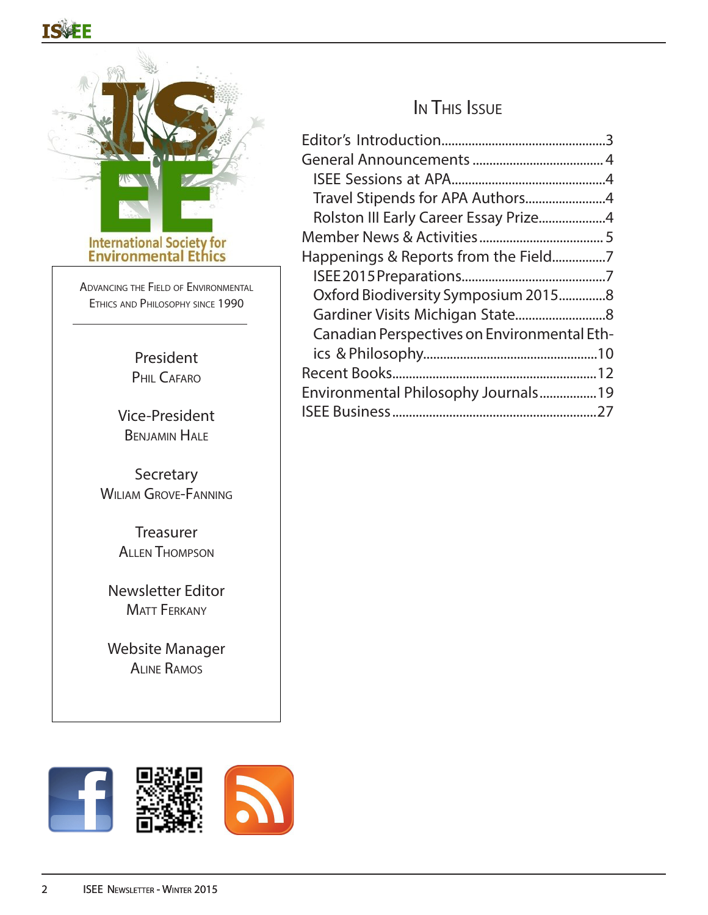International Society for Environmental Ethics

Advancing the Field of Environmental Ethics and Philosophy since 1990

President
Phil Cafaro

Vice-President
Benjamin Hale

Secretary
Wiliam Grove-Fanning

Treasurer
Allen Thompson

Newsletter Editor
Matt Ferkany

Website Manager
Aline Ramos

# In This Issue

Editor's Introduction....................3
General Announcements....................4
- ISEE Sessions at APA....................4
- Travel Stipends for APA Authors....................4
- Rolston III Early Career Essay Prize....................4

Member News & Activities....................5
Happenings & Reports from the Field....................7
- ISEE 2015 Preparations....................7
- Oxford Biodiversity Symposium 2015....................8
- Gardiner Visits Michigan State....................8
- Canadian Perspectives on Environmental Ethics & Philosophy....................10

Recent Books....................12
Environmental Philosophy Journals....................19
ISEE Business....................27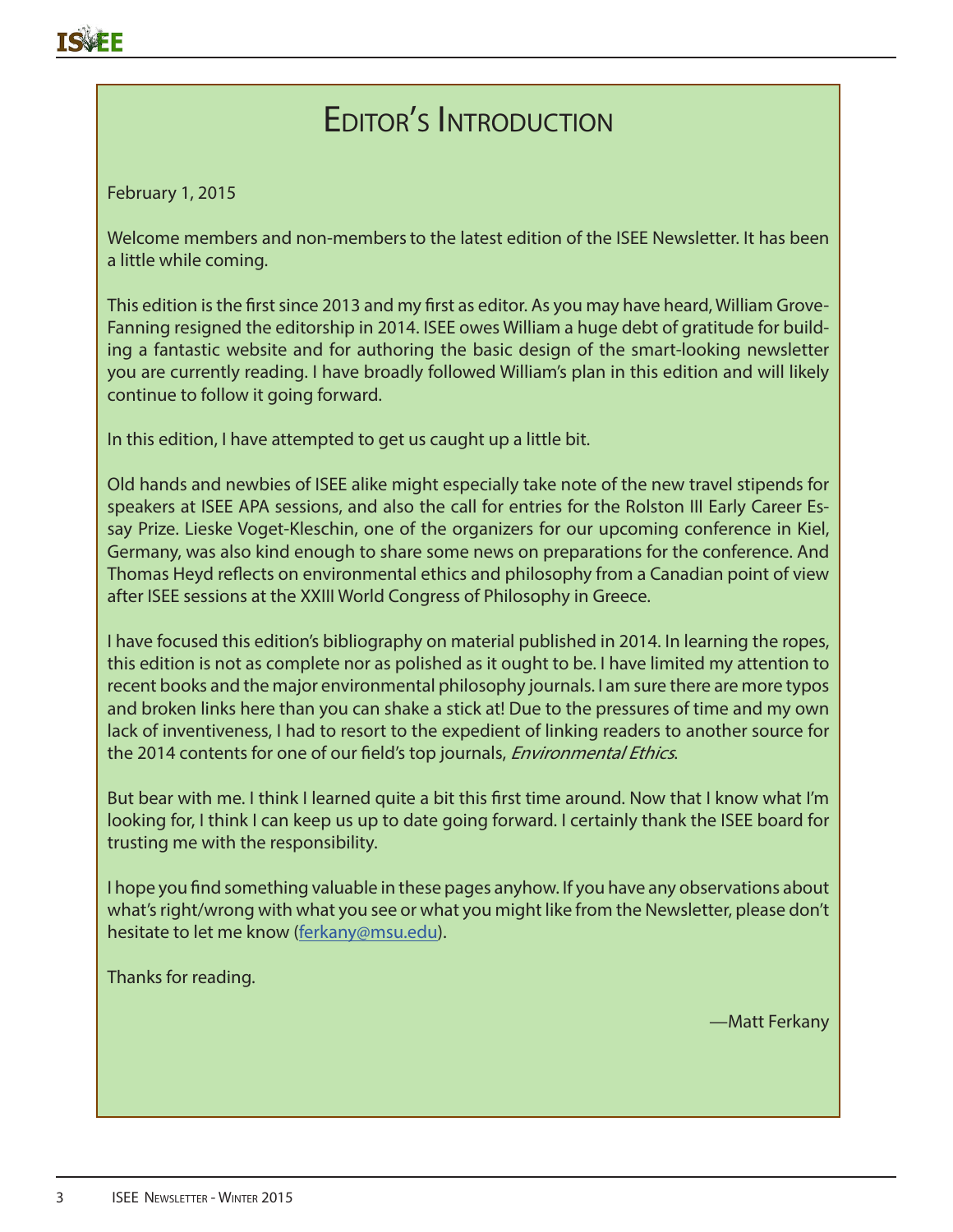# Editor's Introduction

February 1, 2015

Welcome members and non-members to the latest edition of the ISEE Newsletter. It has been a little while coming.

This edition is the first since 2013 and my first as editor. As you may have heard, William Grove-Fanning resigned the editorship in 2014. ISEE owes William a huge debt of gratitude for building a fantastic website and for authoring the basic design of the smart-looking newsletter you are currently reading. I have broadly followed William's plan in this edition and will likely continue to follow it going forward.

In this edition, I have attempted to get us caught up a little bit.

Old hands and newbies of ISEE alike might especially take note of the new travel stipends for speakers at ISEE APA sessions, and also the call for entries for the Rolston III Early Career Essay Prize. Lieske Voget-Kleschin, one of the organizers for our upcoming conference in Kiel, Germany, was also kind enough to share some news on preparations for the conference. And Thomas Heyd reflects on environmental ethics and philosophy from a Canadian point of view after ISEE sessions at the XXIII World Congress of Philosophy in Greece.

I have focused this edition's bibliography on material published in 2014. In learning the ropes, this edition is not as complete nor as polished as it ought to be. I have limited my attention to recent books and the major environmental philosophy journals. I am sure there are more typos and broken links here than you can shake a stick at! Due to the pressures of time and my own lack of inventiveness, I had to resort to the expedient of linking readers to another source for the 2014 contents for one of our field's top journals, *Environmental Ethics*.

But bear with me. I think I learned quite a bit this first time around. Now that I know what I'm looking for, I think I can keep us up to date going forward. I certainly thank the ISEE board for trusting me with the responsibility.

I hope you find something valuable in these pages anyhow. If you have any observations about what's right/wrong with what you see or what you might like from the Newsletter, please don't hesitate to let me know (ferkany@msu.edu).

Thanks for reading.

—Matt Ferkany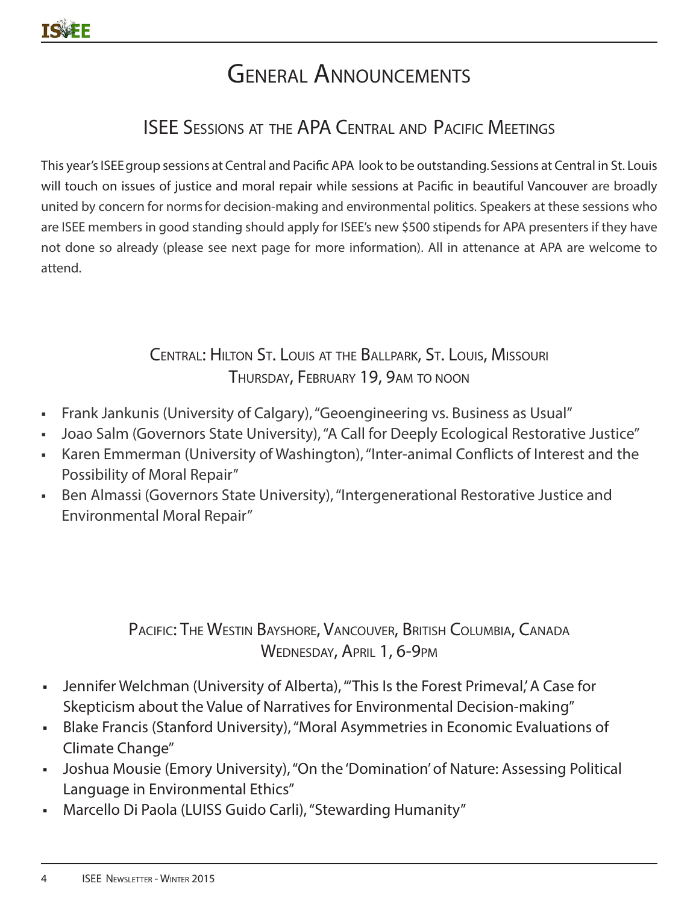# General Announcements

## ISEE Sessions at the APA Central and Pacific Meetings

This year's ISEE group sessions at Central and Pacific APA look to be outstanding. Sessions at Central in St. Louis will touch on issues of justice and moral repair while sessions at Pacific in beautiful Vancouver are broadly united by concern for norms for decision-making and environmental politics. Speakers at these sessions who are ISEE members in good standing should apply for ISEE's new $500 stipends for APA presenters if they have not done so already (please see next page for more information). All in attenance at APA are welcome to attend.

### Central: Hilton St. Louis at the Ballpark, St. Louis, Missouri
### Thursday, February 19, 9am to noon

- Frank Jankunis (University of Calgary), "Geoengineering vs. Business as Usual"
- Joao Salm (Governors State University), "A Call for Deeply Ecological Restorative Justice"
- Karen Emmerman (University of Washington), "Inter-animal Conflicts of Interest and the Possibility of Moral Repair"
- Ben Almassi (Governors State University), "Intergenerational Restorative Justice and Environmental Moral Repair"

### Pacific: The Westin Bayshore, Vancouver, British Columbia, Canada
### Wednesday, April 1, 6-9pm

- Jennifer Welchman (University of Alberta), "'This Is the Forest Primeval,' A Case for Skepticism about the Value of Narratives for Environmental Decision-making"
- Blake Francis (Stanford University), "Moral Asymmetries in Economic Evaluations of Climate Change"
- Joshua Mousie (Emory University), "On the 'Domination' of Nature: Assessing Political Language in Environmental Ethics"
- Marcello Di Paola (LUISS Guido Carli), "Stewarding Humanity"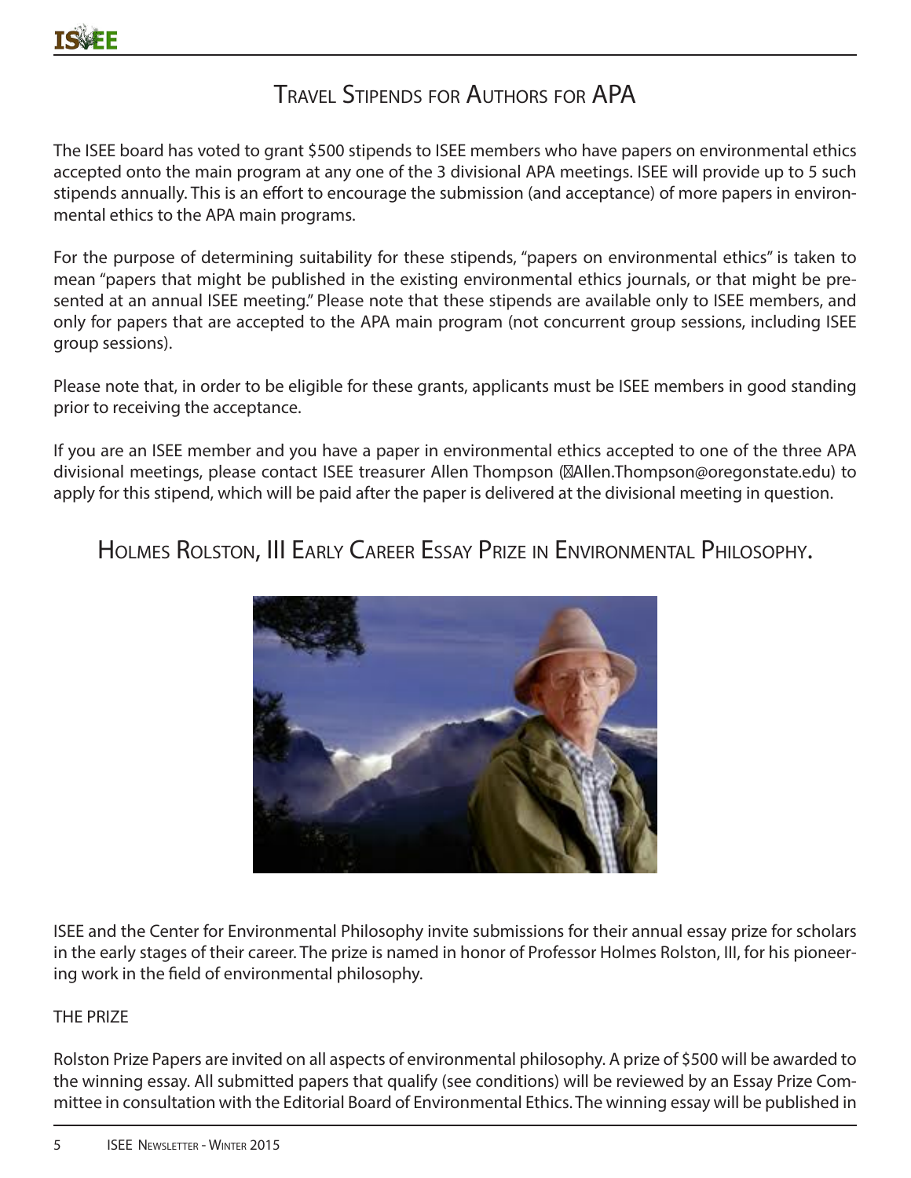## Travel Stipends for Authors for APA

The ISEE board has voted to grant $500 stipends to ISEE members who have papers on environmental ethics accepted onto the main program at any one of the 3 divisional APA meetings. ISEE will provide up to 5 such stipends annually. This is an effort to encourage the submission (and acceptance) of more papers in environmental ethics to the APA main programs.

For the purpose of determining suitability for these stipends, "papers on environmental ethics" is taken to mean "papers that might be published in the existing environmental ethics journals, or that might be presented at an annual ISEE meeting." Please note that these stipends are available only to ISEE members, and only for papers that are accepted to the APA main program (not concurrent group sessions, including ISEE group sessions).

Please note that, in order to be eligible for these grants, applicants must be ISEE members in good standing prior to receiving the acceptance.

If you are an ISEE member and you have a paper in environmental ethics accepted to one of the three APA divisional meetings, please contact ISEE treasurer Allen Thompson (Allen.Thompson@oregonstate.edu) to apply for this stipend, which will be paid after the paper is delivered at the divisional meeting in question.

## Holmes Rolston, III Early Career Essay Prize in Environmental Philosophy.

ISEE and the Center for Environmental Philosophy invite submissions for their annual essay prize for scholars in the early stages of their career. The prize is named in honor of Professor Holmes Rolston, III, for his pioneering work in the field of environmental philosophy.

THE PRIZE

Rolston Prize Papers are invited on all aspects of environmental philosophy. A prize of $500 will be awarded to the winning essay. All submitted papers that qualify (see conditions) will be reviewed by an Essay Prize Committee in consultation with the Editorial Board of Environmental Ethics. The winning essay will be published in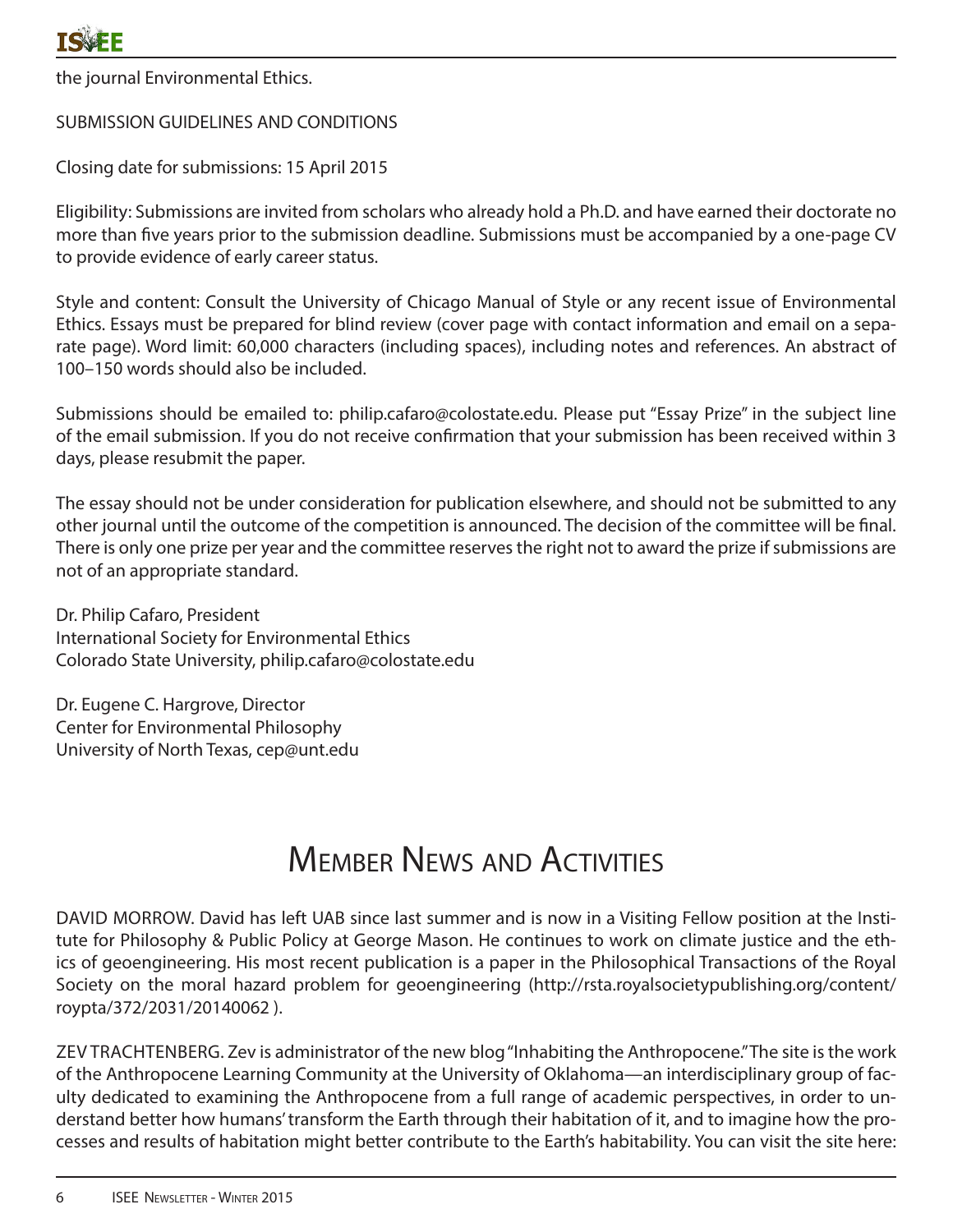the journal Environmental Ethics.

SUBMISSION GUIDELINES AND CONDITIONS

Closing date for submissions: 15 April 2015

Eligibility: Submissions are invited from scholars who already hold a Ph.D. and have earned their doctorate no more than five years prior to the submission deadline. Submissions must be accompanied by a one-page CV to provide evidence of early career status.

Style and content: Consult the University of Chicago Manual of Style or any recent issue of Environmental Ethics. Essays must be prepared for blind review (cover page with contact information and email on a separate page). Word limit: 60,000 characters (including spaces), including notes and references. An abstract of 100–150 words should also be included.

Submissions should be emailed to: philip.cafaro@colostate.edu. Please put "Essay Prize" in the subject line of the email submission. If you do not receive confirmation that your submission has been received within 3 days, please resubmit the paper.

The essay should not be under consideration for publication elsewhere, and should not be submitted to any other journal until the outcome of the competition is announced. The decision of the committee will be final. There is only one prize per year and the committee reserves the right not to award the prize if submissions are not of an appropriate standard.

Dr. Philip Cafaro, President
International Society for Environmental Ethics
Colorado State University, philip.cafaro@colostate.edu

Dr. Eugene C. Hargrove, Director
Center for Environmental Philosophy
University of North Texas, cep@unt.edu

# Member News and Activities

DAVID MORROW. David has left UAB since last summer and is now in a Visiting Fellow position at the Institute for Philosophy & Public Policy at George Mason. He continues to work on climate justice and the ethics of geoengineering. His most recent publication is a paper in the Philosophical Transactions of the Royal Society on the moral hazard problem for geoengineering (http://rsta.royalsocietypublishing.org/content/roypta/372/2031/20140062 ).

ZEV TRACHTENBERG. Zev is administrator of the new blog "Inhabiting the Anthropocene." The site is the work of the Anthropocene Learning Community at the University of Oklahoma—an interdisciplinary group of faculty dedicated to examining the Anthropocene from a full range of academic perspectives, in order to understand better how humans' transform the Earth through their habitation of it, and to imagine how the processes and results of habitation might better contribute to the Earth's habitability. You can visit the site here: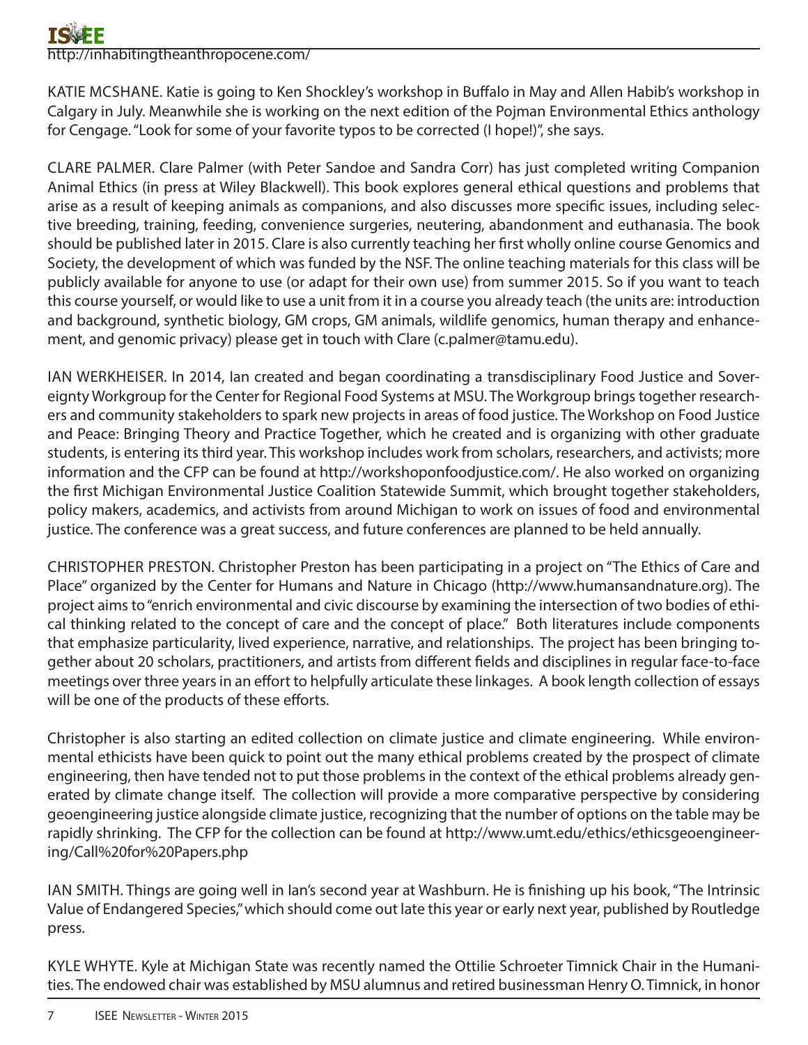http://inhabitingtheanthropocene.com/

KATIE MCSHANE. Katie is going to Ken Shockley's workshop in Buffalo in May and Allen Habib's workshop in Calgary in July. Meanwhile she is working on the next edition of the Pojman Environmental Ethics anthology for Cengage. "Look for some of your favorite typos to be corrected (I hope!)", she says.

CLARE PALMER. Clare Palmer (with Peter Sandoe and Sandra Corr) has just completed writing Companion Animal Ethics (in press at Wiley Blackwell). This book explores general ethical questions and problems that arise as a result of keeping animals as companions, and also discusses more specific issues, including selective breeding, training, feeding, convenience surgeries, neutering, abandonment and euthanasia. The book should be published later in 2015. Clare is also currently teaching her first wholly online course Genomics and Society, the development of which was funded by the NSF. The online teaching materials for this class will be publicly available for anyone to use (or adapt for their own use) from summer 2015. So if you want to teach this course yourself, or would like to use a unit from it in a course you already teach (the units are: introduction and background, synthetic biology, GM crops, GM animals, wildlife genomics, human therapy and enhancement, and genomic privacy) please get in touch with Clare (c.palmer@tamu.edu).

IAN WERKHEISER. In 2014, Ian created and began coordinating a transdisciplinary Food Justice and Sovereignty Workgroup for the Center for Regional Food Systems at MSU. The Workgroup brings together researchers and community stakeholders to spark new projects in areas of food justice. The Workshop on Food Justice and Peace: Bringing Theory and Practice Together, which he created and is organizing with other graduate students, is entering its third year. This workshop includes work from scholars, researchers, and activists; more information and the CFP can be found at http://workshoponfoodjustice.com/. He also worked on organizing the first Michigan Environmental Justice Coalition Statewide Summit, which brought together stakeholders, policy makers, academics, and activists from around Michigan to work on issues of food and environmental justice. The conference was a great success, and future conferences are planned to be held annually.

CHRISTOPHER PRESTON. Christopher Preston has been participating in a project on "The Ethics of Care and Place" organized by the Center for Humans and Nature in Chicago (http://www.humansandnature.org). The project aims to "enrich environmental and civic discourse by examining the intersection of two bodies of ethical thinking related to the concept of care and the concept of place." Both literatures include components that emphasize particularity, lived experience, narrative, and relationships. The project has been bringing together about 20 scholars, practitioners, and artists from different fields and disciplines in regular face-to-face meetings over three years in an effort to helpfully articulate these linkages. A book length collection of essays will be one of the products of these efforts.

Christopher is also starting an edited collection on climate justice and climate engineering. While environmental ethicists have been quick to point out the many ethical problems created by the prospect of climate engineering, then have tended not to put those problems in the context of the ethical problems already generated by climate change itself. The collection will provide a more comparative perspective by considering geoengineering justice alongside climate justice, recognizing that the number of options on the table may be rapidly shrinking. The CFP for the collection can be found at http://www.umt.edu/ethics/ethicsgeoengineering/Call%20for%20Papers.php

IAN SMITH. Things are going well in Ian's second year at Washburn. He is finishing up his book, "The Intrinsic Value of Endangered Species," which should come out late this year or early next year, published by Routledge press.

KYLE WHYTE. Kyle at Michigan State was recently named the Ottilie Schroeter Timnick Chair in the Humanities. The endowed chair was established by MSU alumnus and retired businessman Henry O. Timnick, in honor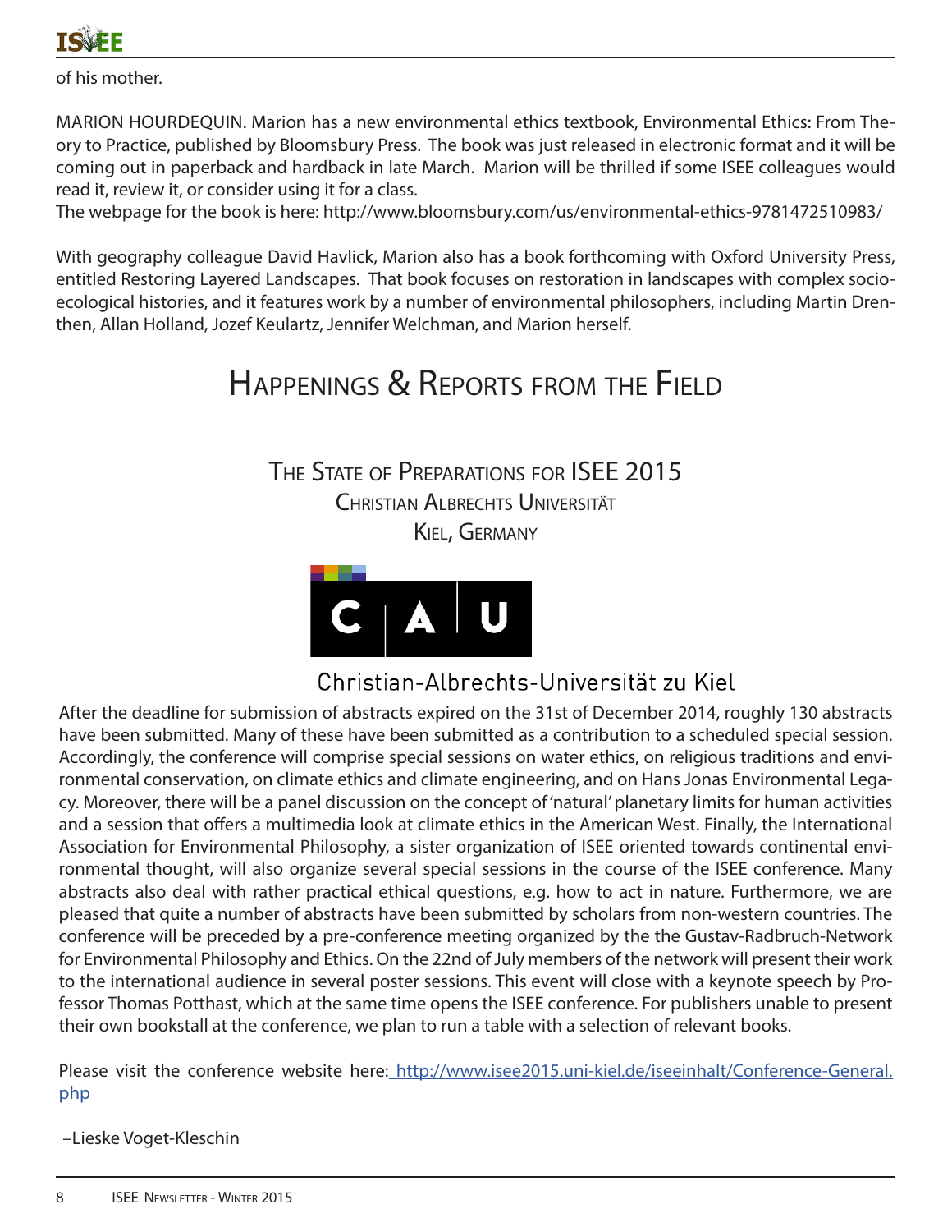of his mother.

MARION HOURDEQUIN. Marion has a new environmental ethics textbook, Environmental Ethics: From Theory to Practice, published by Bloomsbury Press. The book was just released in electronic format and it will be coming out in paperback and hardback in late March. Marion will be thrilled if some ISEE colleagues would read it, review it, or consider using it for a class.
The webpage for the book is here: http://www.bloomsbury.com/us/environmental-ethics-9781472510983/

With geography colleague David Havlick, Marion also has a book forthcoming with Oxford University Press, entitled Restoring Layered Landscapes. That book focuses on restoration in landscapes with complex socio-ecological histories, and it features work by a number of environmental philosophers, including Martin Drenthen, Allan Holland, Jozef Keulartz, Jennifer Welchman, and Marion herself.

# Happenings & Reports from the Field

## The State of Preparations for ISEE 2015
### Christian Albrechts Universität
### Kiel, Germany

Christian-Albrechts-Universität zu Kiel

After the deadline for submission of abstracts expired on the 31st of December 2014, roughly 130 abstracts have been submitted. Many of these have been submitted as a contribution to a scheduled special session. Accordingly, the conference will comprise special sessions on water ethics, on religious traditions and environmental conservation, on climate ethics and climate engineering, and on Hans Jonas Environmental Legacy. Moreover, there will be a panel discussion on the concept of 'natural' planetary limits for human activities and a session that offers a multimedia look at climate ethics in the American West. Finally, the International Association for Environmental Philosophy, a sister organization of ISEE oriented towards continental environmental thought, will also organize several special sessions in the course of the ISEE conference. Many abstracts also deal with rather practical ethical questions, e.g. how to act in nature. Furthermore, we are pleased that quite a number of abstracts have been submitted by scholars from non-western countries. The conference will be preceded by a pre-conference meeting organized by the the Gustav-Radbruch-Network for Environmental Philosophy and Ethics. On the 22nd of July members of the network will present their work to the international audience in several poster sessions. This event will close with a keynote speech by Professor Thomas Potthast, which at the same time opens the ISEE conference. For publishers unable to present their own bookstall at the conference, we plan to run a table with a selection of relevant books.

Please visit the conference website here: http://www.isee2015.uni-kiel.de/iseeinhalt/Conference-General.php

–Lieske Voget-Kleschin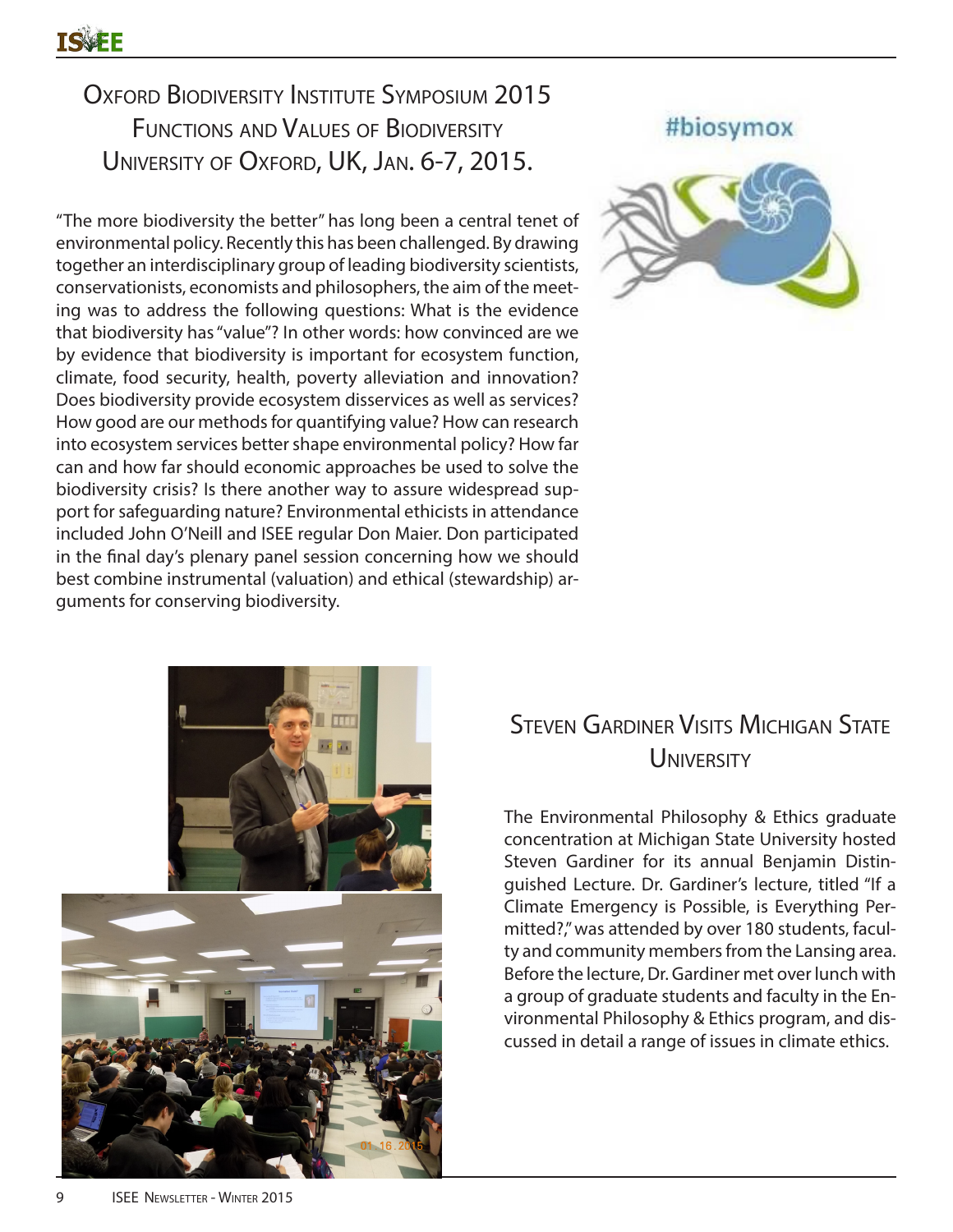# Oxford Biodiversity Institute Symposium 2015
## Functions and Values of Biodiversity
## University of Oxford, UK, Jan. 6-7, 2015.

"The more biodiversity the better" has long been a central tenet of environmental policy. Recently this has been challenged. By drawing together an interdisciplinary group of leading biodiversity scientists, conservationists, economists and philosophers, the aim of the meeting was to address the following questions: What is the evidence that biodiversity has "value"? In other words: how convinced are we by evidence that biodiversity is important for ecosystem function, climate, food security, health, poverty alleviation and innovation? Does biodiversity provide ecosystem disservices as well as services? How good are our methods for quantifying value? How can research into ecosystem services better shape environmental policy? How far can and how far should economic approaches be used to solve the biodiversity crisis? Is there another way to assure widespread support for safeguarding nature? Environmental ethicists in attendance included John O'Neill and ISEE regular Don Maier. Don participated in the final day's plenary panel session concerning how we should best combine instrumental (valuation) and ethical (stewardship) arguments for conserving biodiversity.

#biosymox

# Steven Gardiner Visits Michigan State University

The Environmental Philosophy & Ethics graduate concentration at Michigan State University hosted Steven Gardiner for its annual Benjamin Distinguished Lecture. Dr. Gardiner's lecture, titled "If a Climate Emergency is Possible, is Everything Permitted?," was attended by over 180 students, faculty and community members from the Lansing area. Before the lecture, Dr. Gardiner met over lunch with a group of graduate students and faculty in the Environmental Philosophy & Ethics program, and discussed in detail a range of issues in climate ethics.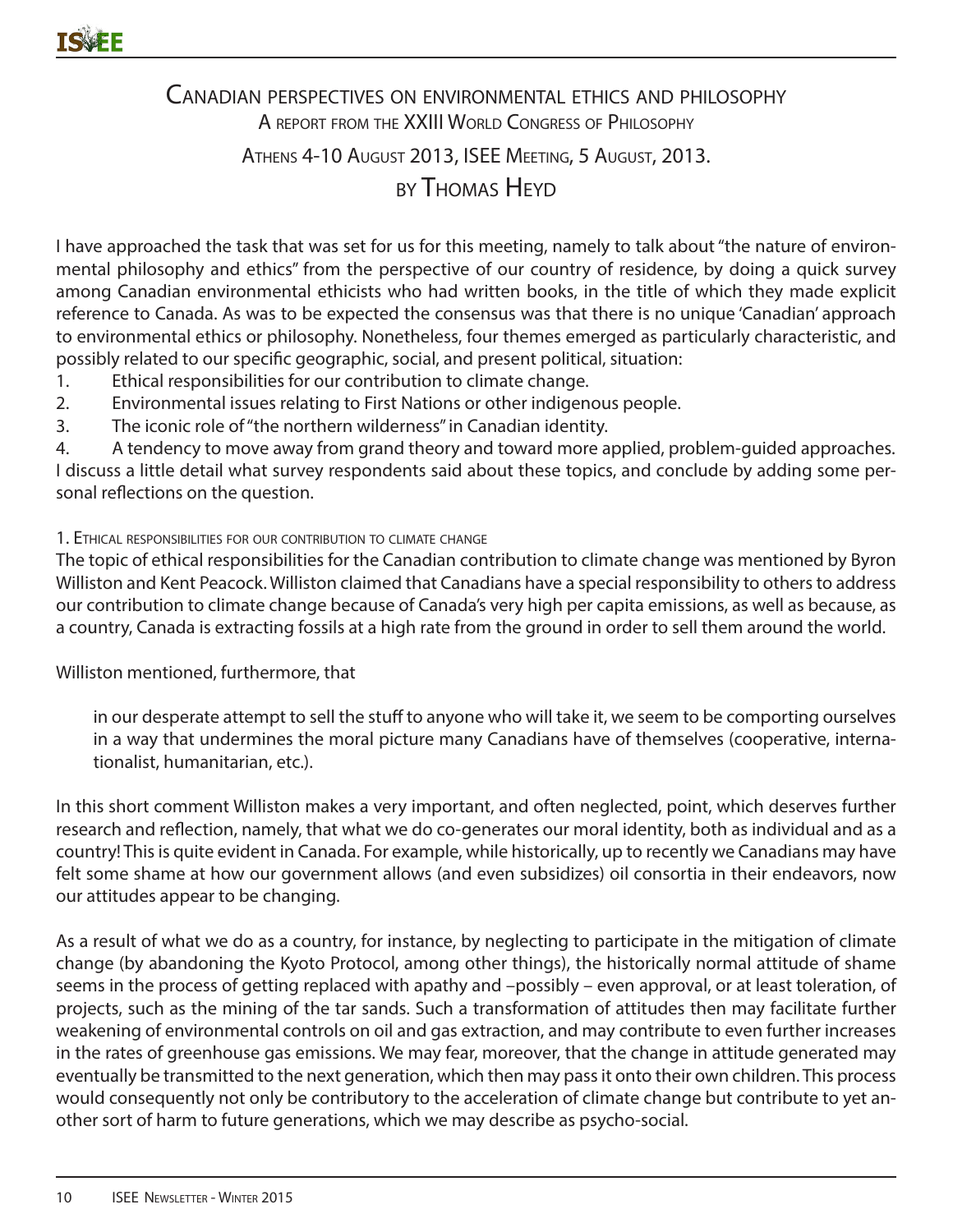# Canadian perspectives on environmental ethics and philosophy

## A report from the XXIII World Congress of Philosophy

### Athens 4-10 August 2013, ISEE Meeting, 5 August, 2013.

### by Thomas Heyd

I have approached the task that was set for us for this meeting, namely to talk about "the nature of environmental philosophy and ethics" from the perspective of our country of residence, by doing a quick survey among Canadian environmental ethicists who had written books, in the title of which they made explicit reference to Canada. As was to be expected the consensus was that there is no unique 'Canadian' approach to environmental ethics or philosophy. Nonetheless, four themes emerged as particularly characteristic, and possibly related to our specific geographic, social, and present political, situation:

1. Ethical responsibilities for our contribution to climate change.
2. Environmental issues relating to First Nations or other indigenous people.
3. The iconic role of "the northern wilderness" in Canadian identity.
4. A tendency to move away from grand theory and toward more applied, problem-guided approaches.

I discuss a little detail what survey respondents said about these topics, and conclude by adding some personal reflections on the question.

#### 1. Ethical responsibilities for our contribution to climate change

The topic of ethical responsibilities for the Canadian contribution to climate change was mentioned by Byron Williston and Kent Peacock. Williston claimed that Canadians have a special responsibility to others to address our contribution to climate change because of Canada's very high per capita emissions, as well as because, as a country, Canada is extracting fossils at a high rate from the ground in order to sell them around the world.

Williston mentioned, furthermore, that

> in our desperate attempt to sell the stuff to anyone who will take it, we seem to be comporting ourselves in a way that undermines the moral picture many Canadians have of themselves (cooperative, internationalist, humanitarian, etc.).

In this short comment Williston makes a very important, and often neglected, point, which deserves further research and reflection, namely, that what we do co-generates our moral identity, both as individual and as a country! This is quite evident in Canada. For example, while historically, up to recently we Canadians may have felt some shame at how our government allows (and even subsidizes) oil consortia in their endeavors, now our attitudes appear to be changing.

As a result of what we do as a country, for instance, by neglecting to participate in the mitigation of climate change (by abandoning the Kyoto Protocol, among other things), the historically normal attitude of shame seems in the process of getting replaced with apathy and –possibly – even approval, or at least toleration, of projects, such as the mining of the tar sands. Such a transformation of attitudes then may facilitate further weakening of environmental controls on oil and gas extraction, and may contribute to even further increases in the rates of greenhouse gas emissions. We may fear, moreover, that the change in attitude generated may eventually be transmitted to the next generation, which then may pass it onto their own children. This process would consequently not only be contributory to the acceleration of climate change but contribute to yet another sort of harm to future generations, which we may describe as psycho-social.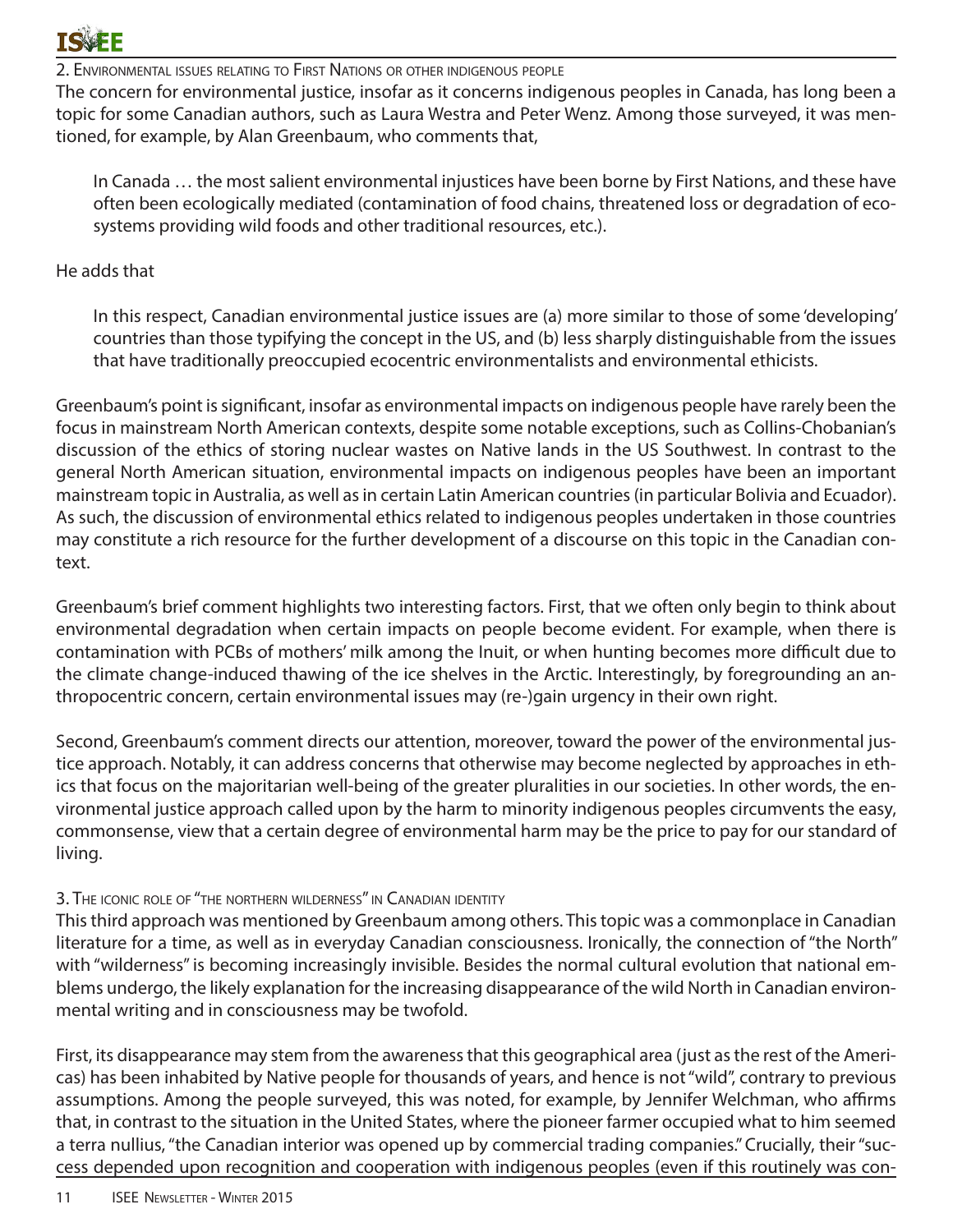### 2. Environmental issues relating to First Nations or other indigenous people

The concern for environmental justice, insofar as it concerns indigenous peoples in Canada, has long been a topic for some Canadian authors, such as Laura Westra and Peter Wenz. Among those surveyed, it was mentioned, for example, by Alan Greenbaum, who comments that,

> In Canada … the most salient environmental injustices have been borne by First Nations, and these have often been ecologically mediated (contamination of food chains, threatened loss or degradation of ecosystems providing wild foods and other traditional resources, etc.).

He adds that

> In this respect, Canadian environmental justice issues are (a) more similar to those of some 'developing' countries than those typifying the concept in the US, and (b) less sharply distinguishable from the issues that have traditionally preoccupied ecocentric environmentalists and environmental ethicists.

Greenbaum's point is significant, insofar as environmental impacts on indigenous people have rarely been the focus in mainstream North American contexts, despite some notable exceptions, such as Collins-Chobanian's discussion of the ethics of storing nuclear wastes on Native lands in the US Southwest. In contrast to the general North American situation, environmental impacts on indigenous peoples have been an important mainstream topic in Australia, as well as in certain Latin American countries (in particular Bolivia and Ecuador). As such, the discussion of environmental ethics related to indigenous peoples undertaken in those countries may constitute a rich resource for the further development of a discourse on this topic in the Canadian context.

Greenbaum's brief comment highlights two interesting factors. First, that we often only begin to think about environmental degradation when certain impacts on people become evident. For example, when there is contamination with PCBs of mothers' milk among the Inuit, or when hunting becomes more difficult due to the climate change-induced thawing of the ice shelves in the Arctic. Interestingly, by foregrounding an anthropocentric concern, certain environmental issues may (re-)gain urgency in their own right.

Second, Greenbaum's comment directs our attention, moreover, toward the power of the environmental justice approach. Notably, it can address concerns that otherwise may become neglected by approaches in ethics that focus on the majoritarian well-being of the greater pluralities in our societies. In other words, the environmental justice approach called upon by the harm to minority indigenous peoples circumvents the easy, commonsense, view that a certain degree of environmental harm may be the price to pay for our standard of living.

### 3. The iconic role of "the northern wilderness" in Canadian identity

This third approach was mentioned by Greenbaum among others. This topic was a commonplace in Canadian literature for a time, as well as in everyday Canadian consciousness. Ironically, the connection of "the North" with "wilderness" is becoming increasingly invisible. Besides the normal cultural evolution that national emblems undergo, the likely explanation for the increasing disappearance of the wild North in Canadian environmental writing and in consciousness may be twofold.

First, its disappearance may stem from the awareness that this geographical area (just as the rest of the Americas) has been inhabited by Native people for thousands of years, and hence is not "wild", contrary to previous assumptions. Among the people surveyed, this was noted, for example, by Jennifer Welchman, who affirms that, in contrast to the situation in the United States, where the pioneer farmer occupied what to him seemed a terra nullius, "the Canadian interior was opened up by commercial trading companies." Crucially, their "success depended upon recognition and cooperation with indigenous peoples (even if this routinely was con-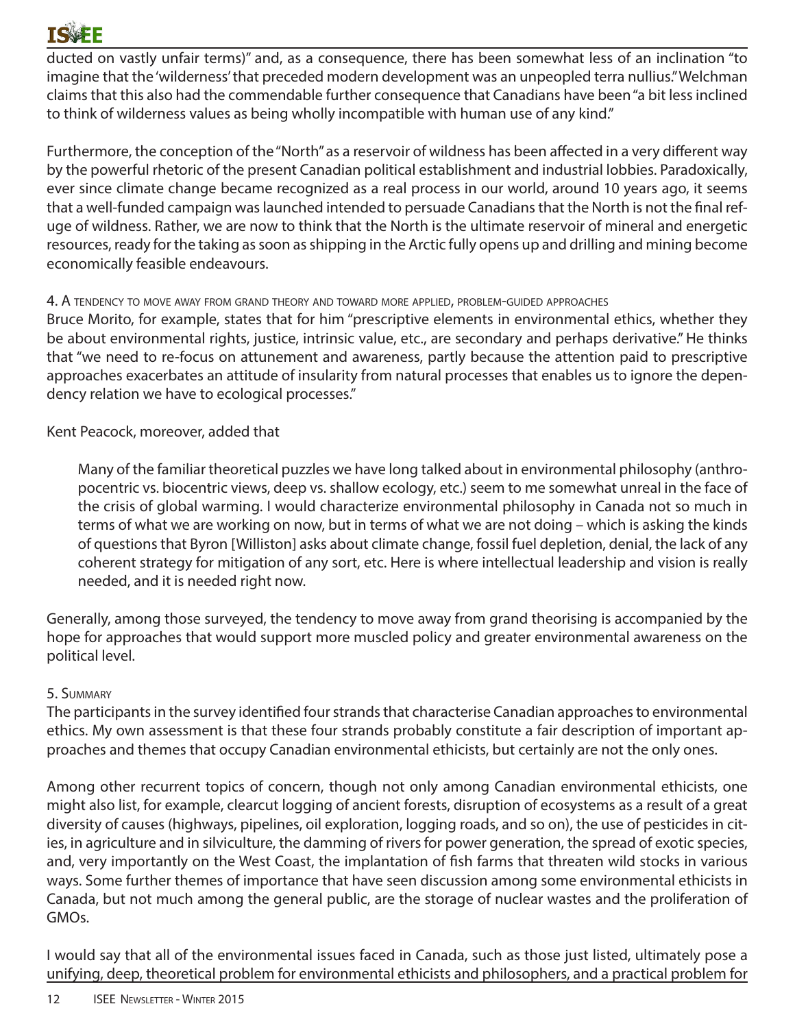ducted on vastly unfair terms)" and, as a consequence, there has been somewhat less of an inclination "to imagine that the 'wilderness' that preceded modern development was an unpeopled terra nullius." Welchman claims that this also had the commendable further consequence that Canadians have been "a bit less inclined to think of wilderness values as being wholly incompatible with human use of any kind."

Furthermore, the conception of the "North" as a reservoir of wildness has been affected in a very different way by the powerful rhetoric of the present Canadian political establishment and industrial lobbies. Paradoxically, ever since climate change became recognized as a real process in our world, around 10 years ago, it seems that a well-funded campaign was launched intended to persuade Canadians that the North is not the final refuge of wildness. Rather, we are now to think that the North is the ultimate reservoir of mineral and energetic resources, ready for the taking as soon as shipping in the Arctic fully opens up and drilling and mining become economically feasible endeavours.

### 4. A tendency to move away from grand theory and toward more applied, problem-guided approaches

Bruce Morito, for example, states that for him "prescriptive elements in environmental ethics, whether they be about environmental rights, justice, intrinsic value, etc., are secondary and perhaps derivative." He thinks that "we need to re-focus on attunement and awareness, partly because the attention paid to prescriptive approaches exacerbates an attitude of insularity from natural processes that enables us to ignore the dependency relation we have to ecological processes."

Kent Peacock, moreover, added that

> Many of the familiar theoretical puzzles we have long talked about in environmental philosophy (anthropocentric vs. biocentric views, deep vs. shallow ecology, etc.) seem to me somewhat unreal in the face of the crisis of global warming. I would characterize environmental philosophy in Canada not so much in terms of what we are working on now, but in terms of what we are not doing – which is asking the kinds of questions that Byron [Williston] asks about climate change, fossil fuel depletion, denial, the lack of any coherent strategy for mitigation of any sort, etc. Here is where intellectual leadership and vision is really needed, and it is needed right now.

Generally, among those surveyed, the tendency to move away from grand theorising is accompanied by the hope for approaches that would support more muscled policy and greater environmental awareness on the political level.

### 5. Summary

The participants in the survey identified four strands that characterise Canadian approaches to environmental ethics. My own assessment is that these four strands probably constitute a fair description of important approaches and themes that occupy Canadian environmental ethicists, but certainly are not the only ones.

Among other recurrent topics of concern, though not only among Canadian environmental ethicists, one might also list, for example, clearcut logging of ancient forests, disruption of ecosystems as a result of a great diversity of causes (highways, pipelines, oil exploration, logging roads, and so on), the use of pesticides in cities, in agriculture and in silviculture, the damming of rivers for power generation, the spread of exotic species, and, very importantly on the West Coast, the implantation of fish farms that threaten wild stocks in various ways. Some further themes of importance that have seen discussion among some environmental ethicists in Canada, but not much among the general public, are the storage of nuclear wastes and the proliferation of GMOs.

I would say that all of the environmental issues faced in Canada, such as those just listed, ultimately pose a unifying, deep, theoretical problem for environmental ethicists and philosophers, and a practical problem for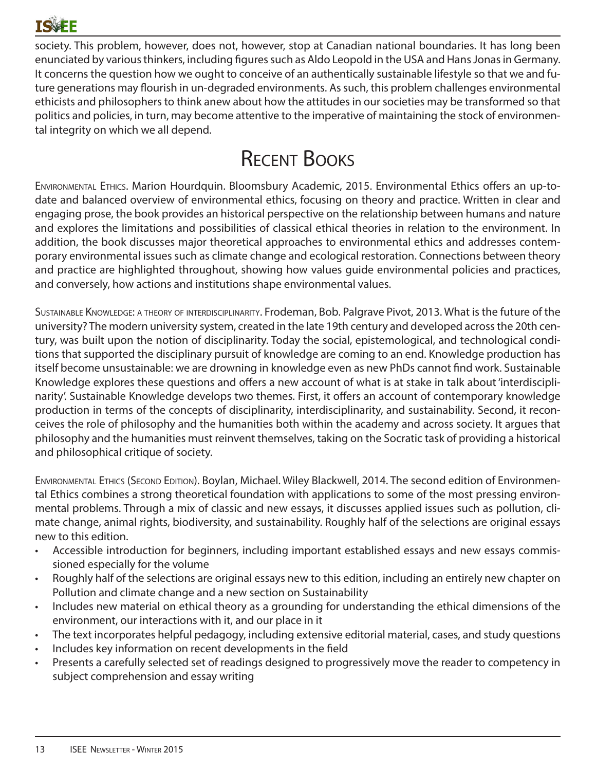society. This problem, however, does not, however, stop at Canadian national boundaries. It has long been enunciated by various thinkers, including figures such as Aldo Leopold in the USA and Hans Jonas in Germany. It concerns the question how we ought to conceive of an authentically sustainable lifestyle so that we and future generations may flourish in un-degraded environments. As such, this problem challenges environmental ethicists and philosophers to think anew about how the attitudes in our societies may be transformed so that politics and policies, in turn, may become attentive to the imperative of maintaining the stock of environmental integrity on which we all depend.

# Recent Books

Environmental Ethics. Marion Hourdquin. Bloomsbury Academic, 2015. Environmental Ethics offers an up-to-date and balanced overview of environmental ethics, focusing on theory and practice. Written in clear and engaging prose, the book provides an historical perspective on the relationship between humans and nature and explores the limitations and possibilities of classical ethical theories in relation to the environment. In addition, the book discusses major theoretical approaches to environmental ethics and addresses contemporary environmental issues such as climate change and ecological restoration. Connections between theory and practice are highlighted throughout, showing how values guide environmental policies and practices, and conversely, how actions and institutions shape environmental values.

Sustainable Knowledge: a theory of interdisciplinarity. Frodeman, Bob. Palgrave Pivot, 2013. What is the future of the university? The modern university system, created in the late 19th century and developed across the 20th century, was built upon the notion of disciplinarity. Today the social, epistemological, and technological conditions that supported the disciplinary pursuit of knowledge are coming to an end. Knowledge production has itself become unsustainable: we are drowning in knowledge even as new PhDs cannot find work. Sustainable Knowledge explores these questions and offers a new account of what is at stake in talk about 'interdisciplinarity'. Sustainable Knowledge develops two themes. First, it offers an account of contemporary knowledge production in terms of the concepts of disciplinarity, interdisciplinarity, and sustainability. Second, it reconceives the role of philosophy and the humanities both within the academy and across society. It argues that philosophy and the humanities must reinvent themselves, taking on the Socratic task of providing a historical and philosophical critique of society.

Environmental Ethics (Second Edition). Boylan, Michael. Wiley Blackwell, 2014. The second edition of Environmental Ethics combines a strong theoretical foundation with applications to some of the most pressing environmental problems. Through a mix of classic and new essays, it discusses applied issues such as pollution, climate change, animal rights, biodiversity, and sustainability. Roughly half of the selections are original essays new to this edition.

- Accessible introduction for beginners, including important established essays and new essays commissioned especially for the volume
- Roughly half of the selections are original essays new to this edition, including an entirely new chapter on Pollution and climate change and a new section on Sustainability
- Includes new material on ethical theory as a grounding for understanding the ethical dimensions of the environment, our interactions with it, and our place in it
- The text incorporates helpful pedagogy, including extensive editorial material, cases, and study questions
- Includes key information on recent developments in the field
- Presents a carefully selected set of readings designed to progressively move the reader to competency in subject comprehension and essay writing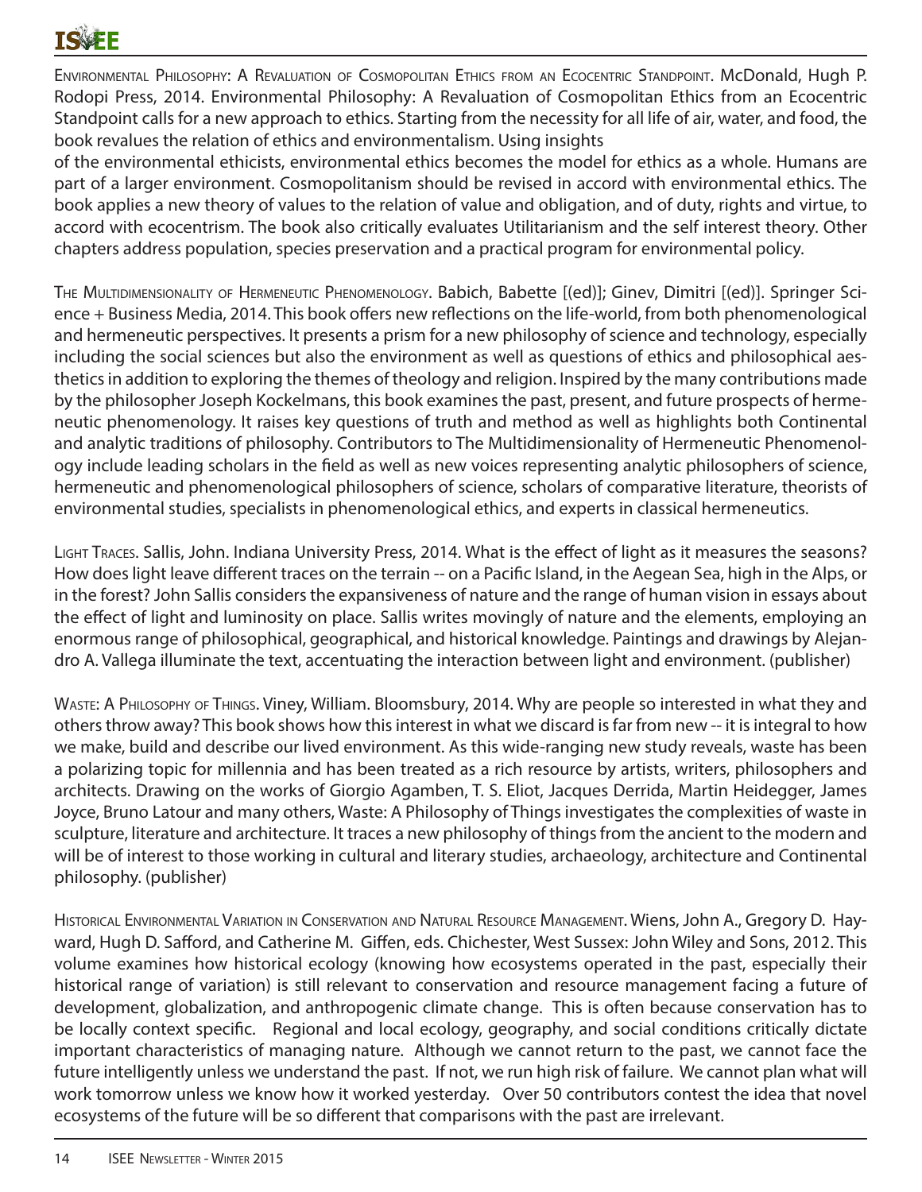Environmental Philosophy: A Revaluation of Cosmopolitan Ethics from an Ecocentric Standpoint. McDonald, Hugh P. Rodopi Press, 2014. Environmental Philosophy: A Revaluation of Cosmopolitan Ethics from an Ecocentric Standpoint calls for a new approach to ethics. Starting from the necessity for all life of air, water, and food, the book revalues the relation of ethics and environmentalism. Using insights of the environmental ethicists, environmental ethics becomes the model for ethics as a whole. Humans are part of a larger environment. Cosmopolitanism should be revised in accord with environmental ethics. The book applies a new theory of values to the relation of value and obligation, and of duty, rights and virtue, to accord with ecocentrism. The book also critically evaluates Utilitarianism and the self interest theory. Other chapters address population, species preservation and a practical program for environmental policy.

The Multidimensionality of Hermeneutic Phenomenology. Babich, Babette [(ed)]; Ginev, Dimitri [(ed)]. Springer Science + Business Media, 2014. This book offers new reflections on the life-world, from both phenomenological and hermeneutic perspectives. It presents a prism for a new philosophy of science and technology, especially including the social sciences but also the environment as well as questions of ethics and philosophical aesthetics in addition to exploring the themes of theology and religion. Inspired by the many contributions made by the philosopher Joseph Kockelmans, this book examines the past, present, and future prospects of hermeneutic phenomenology. It raises key questions of truth and method as well as highlights both Continental and analytic traditions of philosophy. Contributors to The Multidimensionality of Hermeneutic Phenomenology include leading scholars in the field as well as new voices representing analytic philosophers of science, hermeneutic and phenomenological philosophers of science, scholars of comparative literature, theorists of environmental studies, specialists in phenomenological ethics, and experts in classical hermeneutics.

Light Traces. Sallis, John. Indiana University Press, 2014. What is the effect of light as it measures the seasons? How does light leave different traces on the terrain -- on a Pacific Island, in the Aegean Sea, high in the Alps, or in the forest? John Sallis considers the expansiveness of nature and the range of human vision in essays about the effect of light and luminosity on place. Sallis writes movingly of nature and the elements, employing an enormous range of philosophical, geographical, and historical knowledge. Paintings and drawings by Alejandro A. Vallega illuminate the text, accentuating the interaction between light and environment. (publisher)

Waste: A Philosophy of Things. Viney, William. Bloomsbury, 2014. Why are people so interested in what they and others throw away? This book shows how this interest in what we discard is far from new -- it is integral to how we make, build and describe our lived environment. As this wide-ranging new study reveals, waste has been a polarizing topic for millennia and has been treated as a rich resource by artists, writers, philosophers and architects. Drawing on the works of Giorgio Agamben, T. S. Eliot, Jacques Derrida, Martin Heidegger, James Joyce, Bruno Latour and many others, Waste: A Philosophy of Things investigates the complexities of waste in sculpture, literature and architecture. It traces a new philosophy of things from the ancient to the modern and will be of interest to those working in cultural and literary studies, archaeology, architecture and Continental philosophy. (publisher)

Historical Environmental Variation in Conservation and Natural Resource Management. Wiens, John A., Gregory D. Hayward, Hugh D. Safford, and Catherine M. Giffen, eds. Chichester, West Sussex: John Wiley and Sons, 2012. This volume examines how historical ecology (knowing how ecosystems operated in the past, especially their historical range of variation) is still relevant to conservation and resource management facing a future of development, globalization, and anthropogenic climate change. This is often because conservation has to be locally context specific. Regional and local ecology, geography, and social conditions critically dictate important characteristics of managing nature. Although we cannot return to the past, we cannot face the future intelligently unless we understand the past. If not, we run high risk of failure. We cannot plan what will work tomorrow unless we know how it worked yesterday. Over 50 contributors contest the idea that novel ecosystems of the future will be so different that comparisons with the past are irrelevant.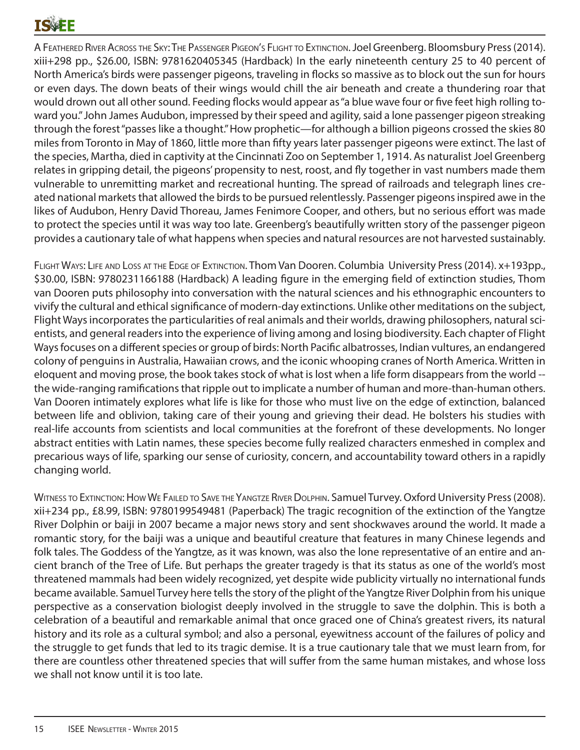A Feathered River Across the Sky: The Passenger Pigeon's Flight to Extinction. Joel Greenberg. Bloomsbury Press (2014). xiii+298 pp., $26.00, ISBN: 9781620405345 (Hardback) In the early nineteenth century 25 to 40 percent of North America's birds were passenger pigeons, traveling in flocks so massive as to block out the sun for hours or even days. The down beats of their wings would chill the air beneath and create a thundering roar that would drown out all other sound. Feeding flocks would appear as "a blue wave four or five feet high rolling toward you." John James Audubon, impressed by their speed and agility, said a lone passenger pigeon streaking through the forest "passes like a thought." How prophetic—for although a billion pigeons crossed the skies 80 miles from Toronto in May of 1860, little more than fifty years later passenger pigeons were extinct. The last of the species, Martha, died in captivity at the Cincinnati Zoo on September 1, 1914. As naturalist Joel Greenberg relates in gripping detail, the pigeons' propensity to nest, roost, and fly together in vast numbers made them vulnerable to unremitting market and recreational hunting. The spread of railroads and telegraph lines created national markets that allowed the birds to be pursued relentlessly. Passenger pigeons inspired awe in the likes of Audubon, Henry David Thoreau, James Fenimore Cooper, and others, but no serious effort was made to protect the species until it was way too late. Greenberg's beautifully written story of the passenger pigeon provides a cautionary tale of what happens when species and natural resources are not harvested sustainably.

Flight Ways: Life and Loss at the Edge of Extinction. Thom Van Dooren. Columbia University Press (2014). x+193pp., $30.00, ISBN: 9780231166188 (Hardback) A leading figure in the emerging field of extinction studies, Thom van Dooren puts philosophy into conversation with the natural sciences and his ethnographic encounters to vivify the cultural and ethical significance of modern-day extinctions. Unlike other meditations on the subject, Flight Ways incorporates the particularities of real animals and their worlds, drawing philosophers, natural scientists, and general readers into the experience of living among and losing biodiversity. Each chapter of Flight Ways focuses on a different species or group of birds: North Pacific albatrosses, Indian vultures, an endangered colony of penguins in Australia, Hawaiian crows, and the iconic whooping cranes of North America. Written in eloquent and moving prose, the book takes stock of what is lost when a life form disappears from the world -- the wide-ranging ramifications that ripple out to implicate a number of human and more-than-human others. Van Dooren intimately explores what life is like for those who must live on the edge of extinction, balanced between life and oblivion, taking care of their young and grieving their dead. He bolsters his studies with real-life accounts from scientists and local communities at the forefront of these developments. No longer abstract entities with Latin names, these species become fully realized characters enmeshed in complex and precarious ways of life, sparking our sense of curiosity, concern, and accountability toward others in a rapidly changing world.

Witness to Extinction: How We Failed to Save the Yangtze River Dolphin. Samuel Turvey. Oxford University Press (2008). xii+234 pp., £8.99, ISBN: 9780199549481 (Paperback) The tragic recognition of the extinction of the Yangtze River Dolphin or baiji in 2007 became a major news story and sent shockwaves around the world. It made a romantic story, for the baiji was a unique and beautiful creature that features in many Chinese legends and folk tales. The Goddess of the Yangtze, as it was known, was also the lone representative of an entire and ancient branch of the Tree of Life. But perhaps the greater tragedy is that its status as one of the world's most threatened mammals had been widely recognized, yet despite wide publicity virtually no international funds became available. Samuel Turvey here tells the story of the plight of the Yangtze River Dolphin from his unique perspective as a conservation biologist deeply involved in the struggle to save the dolphin. This is both a celebration of a beautiful and remarkable animal that once graced one of China's greatest rivers, its natural history and its role as a cultural symbol; and also a personal, eyewitness account of the failures of policy and the struggle to get funds that led to its tragic demise. It is a true cautionary tale that we must learn from, for there are countless other threatened species that will suffer from the same human mistakes, and whose loss we shall not know until it is too late.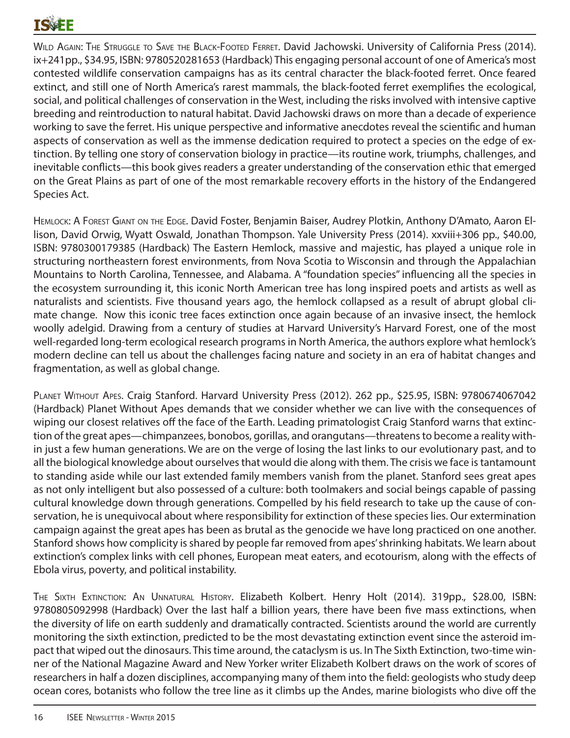Wild Again: The Struggle to Save the Black-Footed Ferret. David Jachowski. University of California Press (2014). ix+241pp., $34.95, ISBN: 9780520281653 (Hardback) This engaging personal account of one of America's most contested wildlife conservation campaigns has as its central character the black-footed ferret. Once feared extinct, and still one of North America's rarest mammals, the black-footed ferret exemplifies the ecological, social, and political challenges of conservation in the West, including the risks involved with intensive captive breeding and reintroduction to natural habitat. David Jachowski draws on more than a decade of experience working to save the ferret. His unique perspective and informative anecdotes reveal the scientific and human aspects of conservation as well as the immense dedication required to protect a species on the edge of extinction. By telling one story of conservation biology in practice—its routine work, triumphs, challenges, and inevitable conflicts—this book gives readers a greater understanding of the conservation ethic that emerged on the Great Plains as part of one of the most remarkable recovery efforts in the history of the Endangered Species Act.

Hemlock: A Forest Giant on the Edge. David Foster, Benjamin Baiser, Audrey Plotkin, Anthony D'Amato, Aaron Ellison, David Orwig, Wyatt Oswald, Jonathan Thompson. Yale University Press (2014). xxviii+306 pp., $40.00, ISBN: 9780300179385 (Hardback) The Eastern Hemlock, massive and majestic, has played a unique role in structuring northeastern forest environments, from Nova Scotia to Wisconsin and through the Appalachian Mountains to North Carolina, Tennessee, and Alabama. A "foundation species" influencing all the species in the ecosystem surrounding it, this iconic North American tree has long inspired poets and artists as well as naturalists and scientists. Five thousand years ago, the hemlock collapsed as a result of abrupt global climate change. Now this iconic tree faces extinction once again because of an invasive insect, the hemlock woolly adelgid. Drawing from a century of studies at Harvard University's Harvard Forest, one of the most well-regarded long-term ecological research programs in North America, the authors explore what hemlock's modern decline can tell us about the challenges facing nature and society in an era of habitat changes and fragmentation, as well as global change.

Planet Without Apes. Craig Stanford. Harvard University Press (2012). 262 pp., $25.95, ISBN: 9780674067042 (Hardback) Planet Without Apes demands that we consider whether we can live with the consequences of wiping our closest relatives off the face of the Earth. Leading primatologist Craig Stanford warns that extinction of the great apes—chimpanzees, bonobos, gorillas, and orangutans—threatens to become a reality within just a few human generations. We are on the verge of losing the last links to our evolutionary past, and to all the biological knowledge about ourselves that would die along with them. The crisis we face is tantamount to standing aside while our last extended family members vanish from the planet. Stanford sees great apes as not only intelligent but also possessed of a culture: both toolmakers and social beings capable of passing cultural knowledge down through generations. Compelled by his field research to take up the cause of conservation, he is unequivocal about where responsibility for extinction of these species lies. Our extermination campaign against the great apes has been as brutal as the genocide we have long practiced on one another. Stanford shows how complicity is shared by people far removed from apes' shrinking habitats. We learn about extinction's complex links with cell phones, European meat eaters, and ecotourism, along with the effects of Ebola virus, poverty, and political instability.

The Sixth Extinction: An Unnatural History. Elizabeth Kolbert. Henry Holt (2014). 319pp., $28.00, ISBN: 9780805092998 (Hardback) Over the last half a billion years, there have been five mass extinctions, when the diversity of life on earth suddenly and dramatically contracted. Scientists around the world are currently monitoring the sixth extinction, predicted to be the most devastating extinction event since the asteroid impact that wiped out the dinosaurs. This time around, the cataclysm is us. In The Sixth Extinction, two-time winner of the National Magazine Award and New Yorker writer Elizabeth Kolbert draws on the work of scores of researchers in half a dozen disciplines, accompanying many of them into the field: geologists who study deep ocean cores, botanists who follow the tree line as it climbs up the Andes, marine biologists who dive off the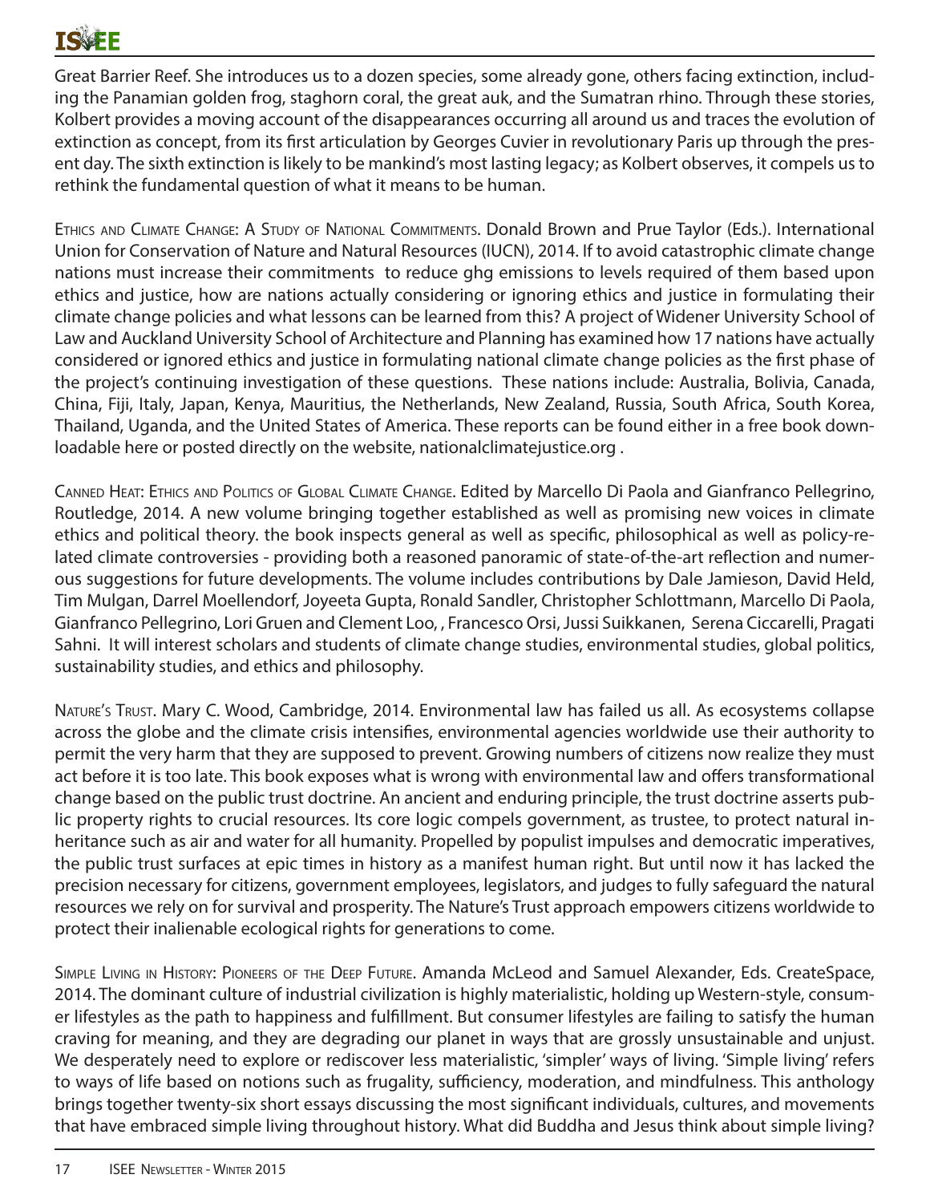Great Barrier Reef. She introduces us to a dozen species, some already gone, others facing extinction, including the Panamian golden frog, staghorn coral, the great auk, and the Sumatran rhino. Through these stories, Kolbert provides a moving account of the disappearances occurring all around us and traces the evolution of extinction as concept, from its first articulation by Georges Cuvier in revolutionary Paris up through the present day. The sixth extinction is likely to be mankind's most lasting legacy; as Kolbert observes, it compels us to rethink the fundamental question of what it means to be human.

Ethics and Climate Change: A Study of National Commitments. Donald Brown and Prue Taylor (Eds.). International Union for Conservation of Nature and Natural Resources (IUCN), 2014. If to avoid catastrophic climate change nations must increase their commitments to reduce ghg emissions to levels required of them based upon ethics and justice, how are nations actually considering or ignoring ethics and justice in formulating their climate change policies and what lessons can be learned from this? A project of Widener University School of Law and Auckland University School of Architecture and Planning has examined how 17 nations have actually considered or ignored ethics and justice in formulating national climate change policies as the first phase of the project's continuing investigation of these questions. These nations include: Australia, Bolivia, Canada, China, Fiji, Italy, Japan, Kenya, Mauritius, the Netherlands, New Zealand, Russia, South Africa, South Korea, Thailand, Uganda, and the United States of America. These reports can be found either in a free book downloadable here or posted directly on the website, nationalclimatejustice.org .

Canned Heat: Ethics and Politics of Global Climate Change. Edited by Marcello Di Paola and Gianfranco Pellegrino, Routledge, 2014. A new volume bringing together established as well as promising new voices in climate ethics and political theory. the book inspects general as well as specific, philosophical as well as policy-related climate controversies - providing both a reasoned panoramic of state-of-the-art reflection and numerous suggestions for future developments. The volume includes contributions by Dale Jamieson, David Held, Tim Mulgan, Darrel Moellendorf, Joyeeta Gupta, Ronald Sandler, Christopher Schlottmann, Marcello Di Paola, Gianfranco Pellegrino, Lori Gruen and Clement Loo, , Francesco Orsi, Jussi Suikkanen, Serena Ciccarelli, Pragati Sahni. It will interest scholars and students of climate change studies, environmental studies, global politics, sustainability studies, and ethics and philosophy.

Nature's Trust. Mary C. Wood, Cambridge, 2014. Environmental law has failed us all. As ecosystems collapse across the globe and the climate crisis intensifies, environmental agencies worldwide use their authority to permit the very harm that they are supposed to prevent. Growing numbers of citizens now realize they must act before it is too late. This book exposes what is wrong with environmental law and offers transformational change based on the public trust doctrine. An ancient and enduring principle, the trust doctrine asserts public property rights to crucial resources. Its core logic compels government, as trustee, to protect natural inheritance such as air and water for all humanity. Propelled by populist impulses and democratic imperatives, the public trust surfaces at epic times in history as a manifest human right. But until now it has lacked the precision necessary for citizens, government employees, legislators, and judges to fully safeguard the natural resources we rely on for survival and prosperity. The Nature's Trust approach empowers citizens worldwide to protect their inalienable ecological rights for generations to come.

Simple Living in History: Pioneers of the Deep Future. Amanda McLeod and Samuel Alexander, Eds. CreateSpace, 2014. The dominant culture of industrial civilization is highly materialistic, holding up Western-style, consumer lifestyles as the path to happiness and fulfillment. But consumer lifestyles are failing to satisfy the human craving for meaning, and they are degrading our planet in ways that are grossly unsustainable and unjust. We desperately need to explore or rediscover less materialistic, 'simpler' ways of living. 'Simple living' refers to ways of life based on notions such as frugality, sufficiency, moderation, and mindfulness. This anthology brings together twenty-six short essays discussing the most significant individuals, cultures, and movements that have embraced simple living throughout history. What did Buddha and Jesus think about simple living?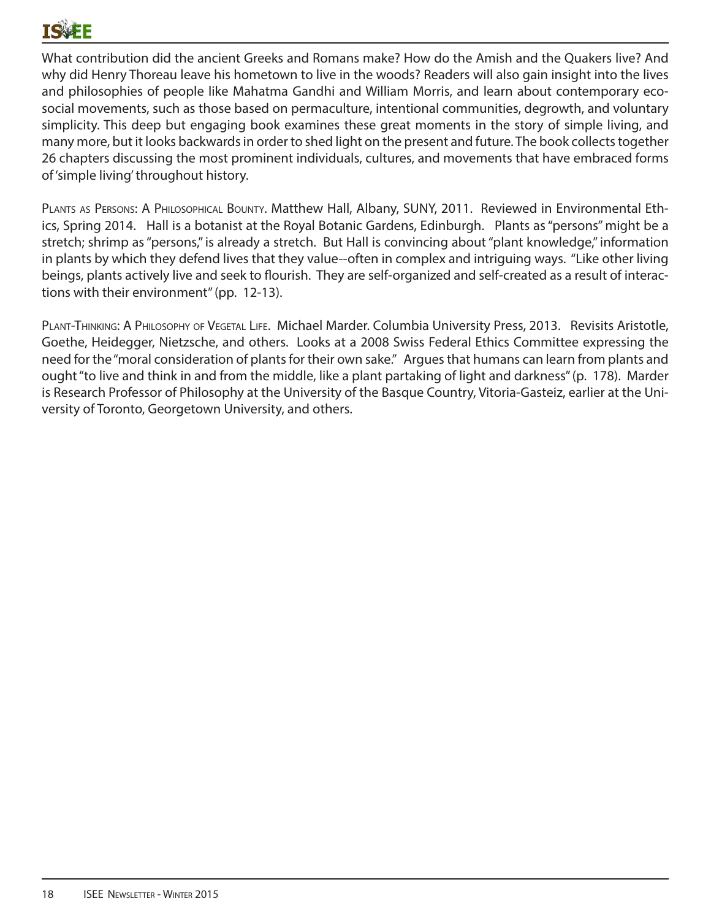What contribution did the ancient Greeks and Romans make? How do the Amish and the Quakers live? And why did Henry Thoreau leave his hometown to live in the woods? Readers will also gain insight into the lives and philosophies of people like Mahatma Gandhi and William Morris, and learn about contemporary eco-social movements, such as those based on permaculture, intentional communities, degrowth, and voluntary simplicity. This deep but engaging book examines these great moments in the story of simple living, and many more, but it looks backwards in order to shed light on the present and future. The book collects together 26 chapters discussing the most prominent individuals, cultures, and movements that have embraced forms of 'simple living' throughout history.

Plants as Persons: A Philosophical Bounty. Matthew Hall, Albany, SUNY, 2011. Reviewed in Environmental Ethics, Spring 2014. Hall is a botanist at the Royal Botanic Gardens, Edinburgh. Plants as "persons" might be a stretch; shrimp as "persons," is already a stretch. But Hall is convincing about "plant knowledge," information in plants by which they defend lives that they value--often in complex and intriguing ways. "Like other living beings, plants actively live and seek to flourish. They are self-organized and self-created as a result of interactions with their environment" (pp. 12-13).

Plant-Thinking: A Philosophy of Vegetal Life. Michael Marder. Columbia University Press, 2013. Revisits Aristotle, Goethe, Heidegger, Nietzsche, and others. Looks at a 2008 Swiss Federal Ethics Committee expressing the need for the "moral consideration of plants for their own sake." Argues that humans can learn from plants and ought "to live and think in and from the middle, like a plant partaking of light and darkness" (p. 178). Marder is Research Professor of Philosophy at the University of the Basque Country, Vitoria-Gasteiz, earlier at the University of Toronto, Georgetown University, and others.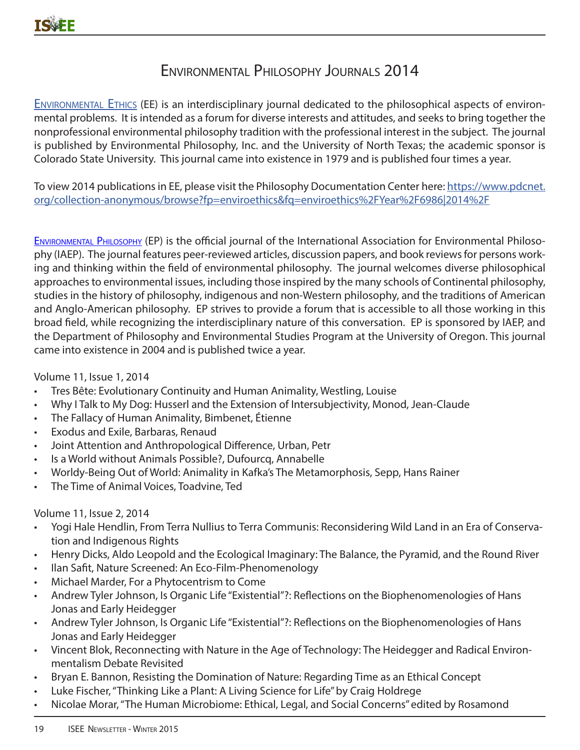# Environmental Philosophy Journals 2014

[Environmental Ethics](#) (EE) is an interdisciplinary journal dedicated to the philosophical aspects of environmental problems. It is intended as a forum for diverse interests and attitudes, and seeks to bring together the nonprofessional environmental philosophy tradition with the professional interest in the subject. The journal is published by Environmental Philosophy, Inc. and the University of North Texas; the academic sponsor is Colorado State University. This journal came into existence in 1979 and is published four times a year.

To view 2014 publications in EE, please visit the Philosophy Documentation Center here: https://www.pdcnet.org/collection-anonymous/browse?fp=enviroethics&fq=enviroethics%2FYear%2F6986|2014%2F

[Environmental Philosophy](#) (EP) is the official journal of the International Association for Environmental Philosophy (IAEP). The journal features peer-reviewed articles, discussion papers, and book reviews for persons working and thinking within the field of environmental philosophy. The journal welcomes diverse philosophical approaches to environmental issues, including those inspired by the many schools of Continental philosophy, studies in the history of philosophy, indigenous and non-Western philosophy, and the traditions of American and Anglo-American philosophy. EP strives to provide a forum that is accessible to all those working in this broad field, while recognizing the interdisciplinary nature of this conversation. EP is sponsored by IAEP, and the Department of Philosophy and Environmental Studies Program at the University of Oregon. This journal came into existence in 2004 and is published twice a year.

Volume 11, Issue 1, 2014

- Tres Bête: Evolutionary Continuity and Human Animality, Westling, Louise
- Why I Talk to My Dog: Husserl and the Extension of Intersubjectivity, Monod, Jean-Claude
- The Fallacy of Human Animality, Bimbenet, Étienne
- Exodus and Exile, Barbaras, Renaud
- Joint Attention and Anthropological Difference, Urban, Petr
- Is a World without Animals Possible?, Dufourcq, Annabelle
- Worldy-Being Out of World: Animality in Kafka's The Metamorphosis, Sepp, Hans Rainer
- The Time of Animal Voices, Toadvine, Ted

Volume 11, Issue 2, 2014

- Yogi Hale Hendlin, From Terra Nullius to Terra Communis: Reconsidering Wild Land in an Era of Conservation and Indigenous Rights
- Henry Dicks, Aldo Leopold and the Ecological Imaginary: The Balance, the Pyramid, and the Round River
- Ilan Safit, Nature Screened: An Eco-Film-Phenomenology
- Michael Marder, For a Phytocentrism to Come
- Andrew Tyler Johnson, Is Organic Life "Existential"?: Reflections on the Biophenomenologies of Hans Jonas and Early Heidegger
- Andrew Tyler Johnson, Is Organic Life "Existential"?: Reflections on the Biophenomenologies of Hans Jonas and Early Heidegger
- Vincent Blok, Reconnecting with Nature in the Age of Technology: The Heidegger and Radical Environmentalism Debate Revisited
- Bryan E. Bannon, Resisting the Domination of Nature: Regarding Time as an Ethical Concept
- Luke Fischer, "Thinking Like a Plant: A Living Science for Life" by Craig Holdrege
- Nicolae Morar, "The Human Microbiome: Ethical, Legal, and Social Concerns" edited by Rosamond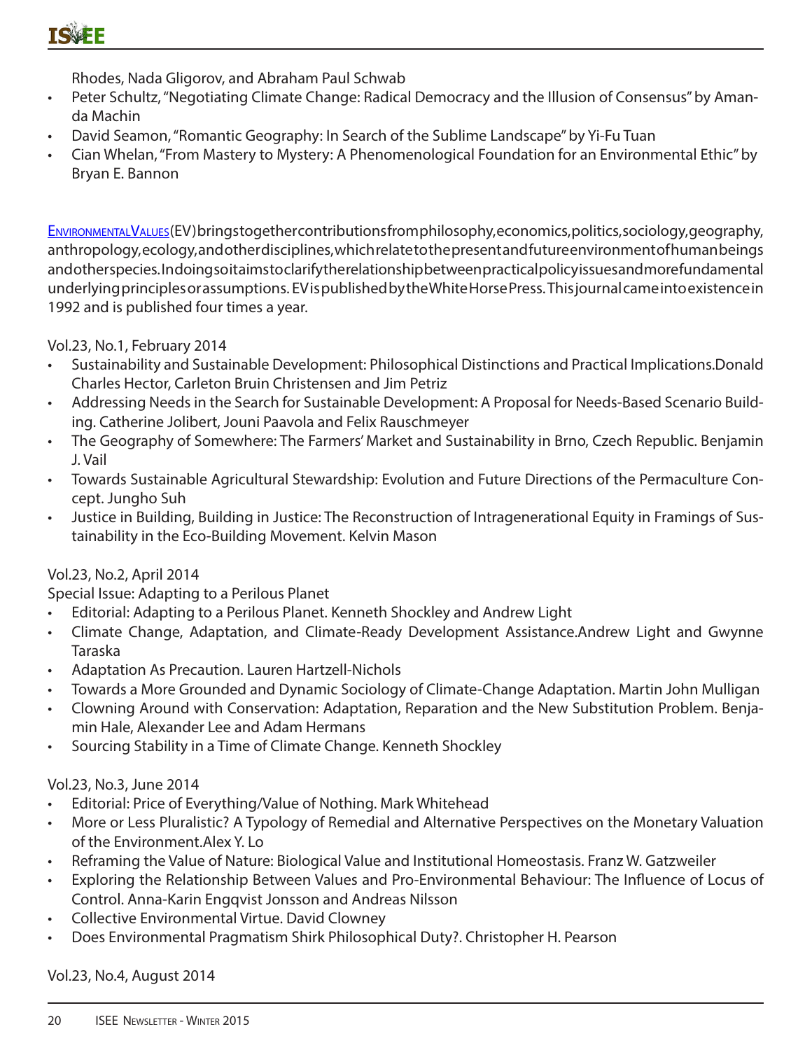Rhodes, Nada Gligorov, and Abraham Paul Schwab

- Peter Schultz, "Negotiating Climate Change: Radical Democracy and the Illusion of Consensus" by Amanda Machin
- David Seamon, "Romantic Geography: In Search of the Sublime Landscape" by Yi-Fu Tuan
- Cian Whelan, "From Mastery to Mystery: A Phenomenological Foundation for an Environmental Ethic" by Bryan E. Bannon

Environmental Values (EV) brings together contributions from philosophy, economics, politics, sociology, geography, anthropology, ecology, and other disciplines, which relate to the present and future environment of human beings and other species. In doing so it aims to clarify the relationship between practical policy issues and more fundamental underlying principles or assumptions. EV is published by the White Horse Press. This journal came into existence in 1992 and is published four times a year.

Vol.23, No.1, February 2014

- Sustainability and Sustainable Development: Philosophical Distinctions and Practical Implications. Donald Charles Hector, Carleton Bruin Christensen and Jim Petriz
- Addressing Needs in the Search for Sustainable Development: A Proposal for Needs-Based Scenario Building. Catherine Jolibert, Jouni Paavola and Felix Rauschmeyer
- The Geography of Somewhere: The Farmers' Market and Sustainability in Brno, Czech Republic. Benjamin J. Vail
- Towards Sustainable Agricultural Stewardship: Evolution and Future Directions of the Permaculture Concept. Jungho Suh
- Justice in Building, Building in Justice: The Reconstruction of Intragenerational Equity in Framings of Sustainability in the Eco-Building Movement. Kelvin Mason

Vol.23, No.2, April 2014

Special Issue: Adapting to a Perilous Planet

- Editorial: Adapting to a Perilous Planet. Kenneth Shockley and Andrew Light
- Climate Change, Adaptation, and Climate-Ready Development Assistance. Andrew Light and Gwynne Taraska
- Adaptation As Precaution. Lauren Hartzell-Nichols
- Towards a More Grounded and Dynamic Sociology of Climate-Change Adaptation. Martin John Mulligan
- Clowning Around with Conservation: Adaptation, Reparation and the New Substitution Problem. Benjamin Hale, Alexander Lee and Adam Hermans
- Sourcing Stability in a Time of Climate Change. Kenneth Shockley

Vol.23, No.3, June 2014

- Editorial: Price of Everything/Value of Nothing. Mark Whitehead
- More or Less Pluralistic? A Typology of Remedial and Alternative Perspectives on the Monetary Valuation of the Environment. Alex Y. Lo
- Reframing the Value of Nature: Biological Value and Institutional Homeostasis. Franz W. Gatzweiler
- Exploring the Relationship Between Values and Pro-Environmental Behaviour: The Influence of Locus of Control. Anna-Karin Engqvist Jonsson and Andreas Nilsson
- Collective Environmental Virtue. David Clowney
- Does Environmental Pragmatism Shirk Philosophical Duty?. Christopher H. Pearson

Vol.23, No.4, August 2014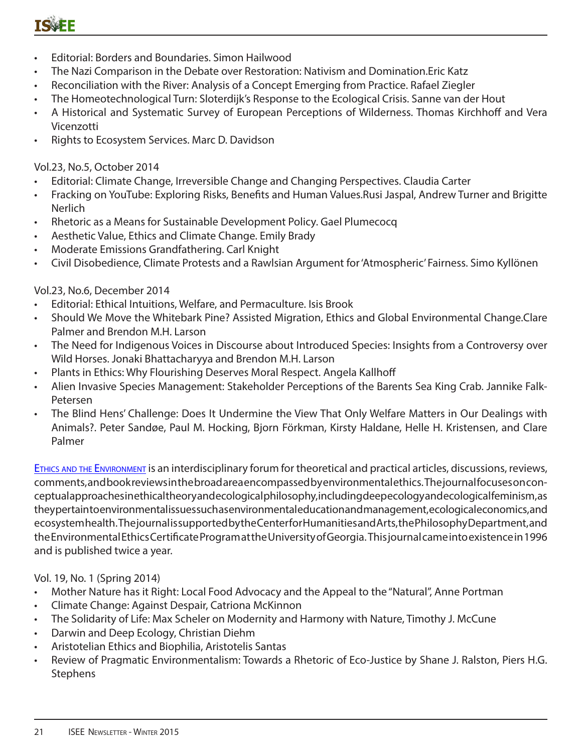- Editorial: Borders and Boundaries. Simon Hailwood
- The Nazi Comparison in the Debate over Restoration: Nativism and Domination.Eric Katz
- Reconciliation with the River: Analysis of a Concept Emerging from Practice. Rafael Ziegler
- The Homeotechnological Turn: Sloterdijk's Response to the Ecological Crisis. Sanne van der Hout
- A Historical and Systematic Survey of European Perceptions of Wilderness. Thomas Kirchhoff and Vera Vicenzotti
- Rights to Ecosystem Services. Marc D. Davidson

Vol.23, No.5, October 2014

- Editorial: Climate Change, Irreversible Change and Changing Perspectives. Claudia Carter
- Fracking on YouTube: Exploring Risks, Benefits and Human Values.Rusi Jaspal, Andrew Turner and Brigitte Nerlich
- Rhetoric as a Means for Sustainable Development Policy. Gael Plumecocq
- Aesthetic Value, Ethics and Climate Change. Emily Brady
- Moderate Emissions Grandfathering. Carl Knight
- Civil Disobedience, Climate Protests and a Rawlsian Argument for 'Atmospheric' Fairness. Simo Kyllönen

Vol.23, No.6, December 2014

- Editorial: Ethical Intuitions, Welfare, and Permaculture. Isis Brook
- Should We Move the Whitebark Pine? Assisted Migration, Ethics and Global Environmental Change.Clare Palmer and Brendon M.H. Larson
- The Need for Indigenous Voices in Discourse about Introduced Species: Insights from a Controversy over Wild Horses. Jonaki Bhattacharyya and Brendon M.H. Larson
- Plants in Ethics: Why Flourishing Deserves Moral Respect. Angela Kallhoff
- Alien Invasive Species Management: Stakeholder Perceptions of the Barents Sea King Crab. Jannike Falk-Petersen
- The Blind Hens' Challenge: Does It Undermine the View That Only Welfare Matters in Our Dealings with Animals?. Peter Sandøe, Paul M. Hocking, Bjorn Förkman, Kirsty Haldane, Helle H. Kristensen, and Clare Palmer

Ethics and the Environment is an interdisciplinary forum for theoretical and practical articles, discussions, reviews, comments, and book reviews in the broad area encompassed by environmental ethics. The journal focuses on conceptual approaches in ethical theory and ecological philosophy, including deep ecology and ecological feminism, as they pertain to environmental issues such as environmental education and management, ecological economics, and ecosystem health. The journal is supported by the Center for Humanities and Arts, the Philosophy Department, and the Environmental Ethics Certificate Program at the University of Georgia. This journal came into existence in 1996 and is published twice a year.

Vol. 19, No. 1 (Spring 2014)

- Mother Nature has it Right: Local Food Advocacy and the Appeal to the "Natural", Anne Portman
- Climate Change: Against Despair, Catriona McKinnon
- The Solidarity of Life: Max Scheler on Modernity and Harmony with Nature, Timothy J. McCune
- Darwin and Deep Ecology, Christian Diehm
- Aristotelian Ethics and Biophilia, Aristotelis Santas
- Review of Pragmatic Environmentalism: Towards a Rhetoric of Eco-Justice by Shane J. Ralston, Piers H.G. Stephens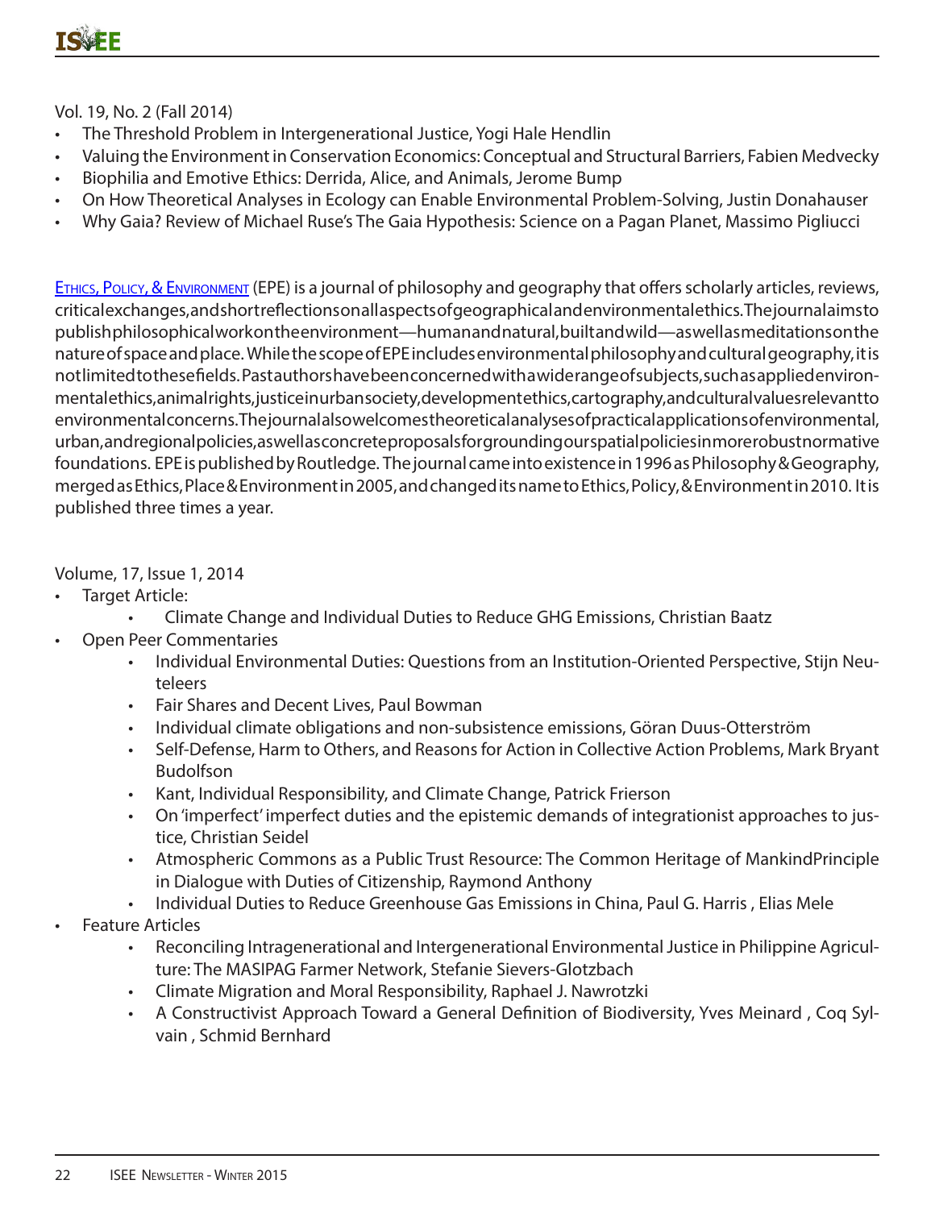Vol. 19, No. 2 (Fall 2014)

- The Threshold Problem in Intergenerational Justice, Yogi Hale Hendlin
- Valuing the Environment in Conservation Economics: Conceptual and Structural Barriers, Fabien Medvecky
- Biophilia and Emotive Ethics: Derrida, Alice, and Animals, Jerome Bump
- On How Theoretical Analyses in Ecology can Enable Environmental Problem-Solving, Justin Donahauser
- Why Gaia? Review of Michael Ruse's The Gaia Hypothesis: Science on a Pagan Planet, Massimo Pigliucci

Ethics, Policy, & Environment (EPE) is a journal of philosophy and geography that offers scholarly articles, reviews, critical exchanges, and short reflections on all aspects of geographical and environmental ethics. The journal aims to publish philosophical work on the environment—human and natural, built and wild—as well as meditations on the nature of space and place. While the scope of EPE includes environmental philosophy and cultural geography, it is not limited to these fields. Past authors have been concerned with a wide range of subjects, such as applied environmental ethics, animal rights, justice in urban society, development ethics, cartography, and cultural values relevant to environmental concerns. The journal also welcomes theoretical analyses of practical applications of environmental, urban, and regional policies, as well as concrete proposals for grounding our spatial policies in more robust normative foundations. EPE is published by Routledge. The journal came into existence in 1996 as Philosophy & Geography, merged as Ethics, Place & Environment in 2005, and changed its name to Ethics, Policy, & Environment in 2010. It is published three times a year.

Volume, 17, Issue 1, 2014

- Target Article:
  - Climate Change and Individual Duties to Reduce GHG Emissions, Christian Baatz
- Open Peer Commentaries
  - Individual Environmental Duties: Questions from an Institution-Oriented Perspective, Stijn Neuteleers
  - Fair Shares and Decent Lives, Paul Bowman
  - Individual climate obligations and non-subsistence emissions, Göran Duus-Otterström
  - Self-Defense, Harm to Others, and Reasons for Action in Collective Action Problems, Mark Bryant Budolfson
  - Kant, Individual Responsibility, and Climate Change, Patrick Frierson
  - On 'imperfect' imperfect duties and the epistemic demands of integrationist approaches to justice, Christian Seidel
  - Atmospheric Commons as a Public Trust Resource: The Common Heritage of MankindPrinciple in Dialogue with Duties of Citizenship, Raymond Anthony
  - Individual Duties to Reduce Greenhouse Gas Emissions in China, Paul G. Harris , Elias Mele
- Feature Articles
  - Reconciling Intragenerational and Intergenerational Environmental Justice in Philippine Agriculture: The MASIPAG Farmer Network, Stefanie Sievers-Glotzbach
  - Climate Migration and Moral Responsibility, Raphael J. Nawrotzki
  - A Constructivist Approach Toward a General Definition of Biodiversity, Yves Meinard , Coq Sylvain , Schmid Bernhard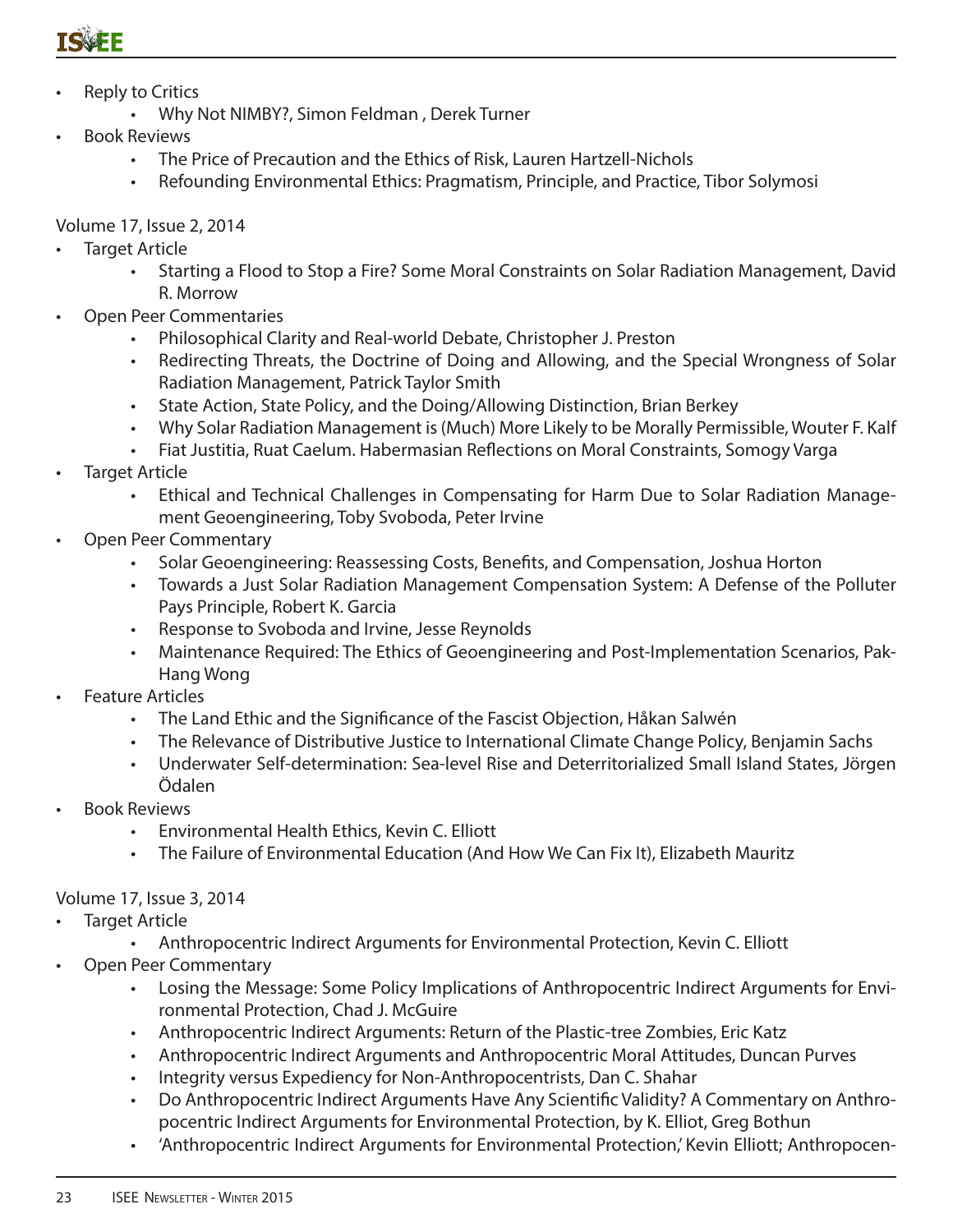- Reply to Critics
    - Why Not NIMBY?, Simon Feldman , Derek Turner
- Book Reviews
    - The Price of Precaution and the Ethics of Risk, Lauren Hartzell-Nichols
    - Refounding Environmental Ethics: Pragmatism, Principle, and Practice, Tibor Solymosi

Volume 17, Issue 2, 2014

- Target Article
    - Starting a Flood to Stop a Fire? Some Moral Constraints on Solar Radiation Management, David R. Morrow
- Open Peer Commentaries
    - Philosophical Clarity and Real-world Debate, Christopher J. Preston
    - Redirecting Threats, the Doctrine of Doing and Allowing, and the Special Wrongness of Solar Radiation Management, Patrick Taylor Smith
    - State Action, State Policy, and the Doing/Allowing Distinction, Brian Berkey
    - Why Solar Radiation Management is (Much) More Likely to be Morally Permissible, Wouter F. Kalf
    - Fiat Justitia, Ruat Caelum. Habermasian Reflections on Moral Constraints, Somogy Varga
- Target Article
    - Ethical and Technical Challenges in Compensating for Harm Due to Solar Radiation Management Geoengineering, Toby Svoboda, Peter Irvine
- Open Peer Commentary
    - Solar Geoengineering: Reassessing Costs, Benefits, and Compensation, Joshua Horton
    - Towards a Just Solar Radiation Management Compensation System: A Defense of the Polluter Pays Principle, Robert K. Garcia
    - Response to Svoboda and Irvine, Jesse Reynolds
    - Maintenance Required: The Ethics of Geoengineering and Post-Implementation Scenarios, Pak-Hang Wong
- Feature Articles
    - The Land Ethic and the Significance of the Fascist Objection, Håkan Salwén
    - The Relevance of Distributive Justice to International Climate Change Policy, Benjamin Sachs
    - Underwater Self-determination: Sea-level Rise and Deterritorialized Small Island States, Jörgen Ödalen
- Book Reviews
    - Environmental Health Ethics, Kevin C. Elliott
    - The Failure of Environmental Education (And How We Can Fix It), Elizabeth Mauritz

Volume 17, Issue 3, 2014

- Target Article
    - Anthropocentric Indirect Arguments for Environmental Protection, Kevin C. Elliott
- Open Peer Commentary
    - Losing the Message: Some Policy Implications of Anthropocentric Indirect Arguments for Environmental Protection, Chad J. McGuire
    - Anthropocentric Indirect Arguments: Return of the Plastic-tree Zombies, Eric Katz
    - Anthropocentric Indirect Arguments and Anthropocentric Moral Attitudes, Duncan Purves
    - Integrity versus Expediency for Non-Anthropocentrists, Dan C. Shahar
    - Do Anthropocentric Indirect Arguments Have Any Scientific Validity? A Commentary on Anthropocentric Indirect Arguments for Environmental Protection, by K. Elliot, Greg Bothun
    - 'Anthropocentric Indirect Arguments for Environmental Protection,' Kevin Elliott; Anthropocen-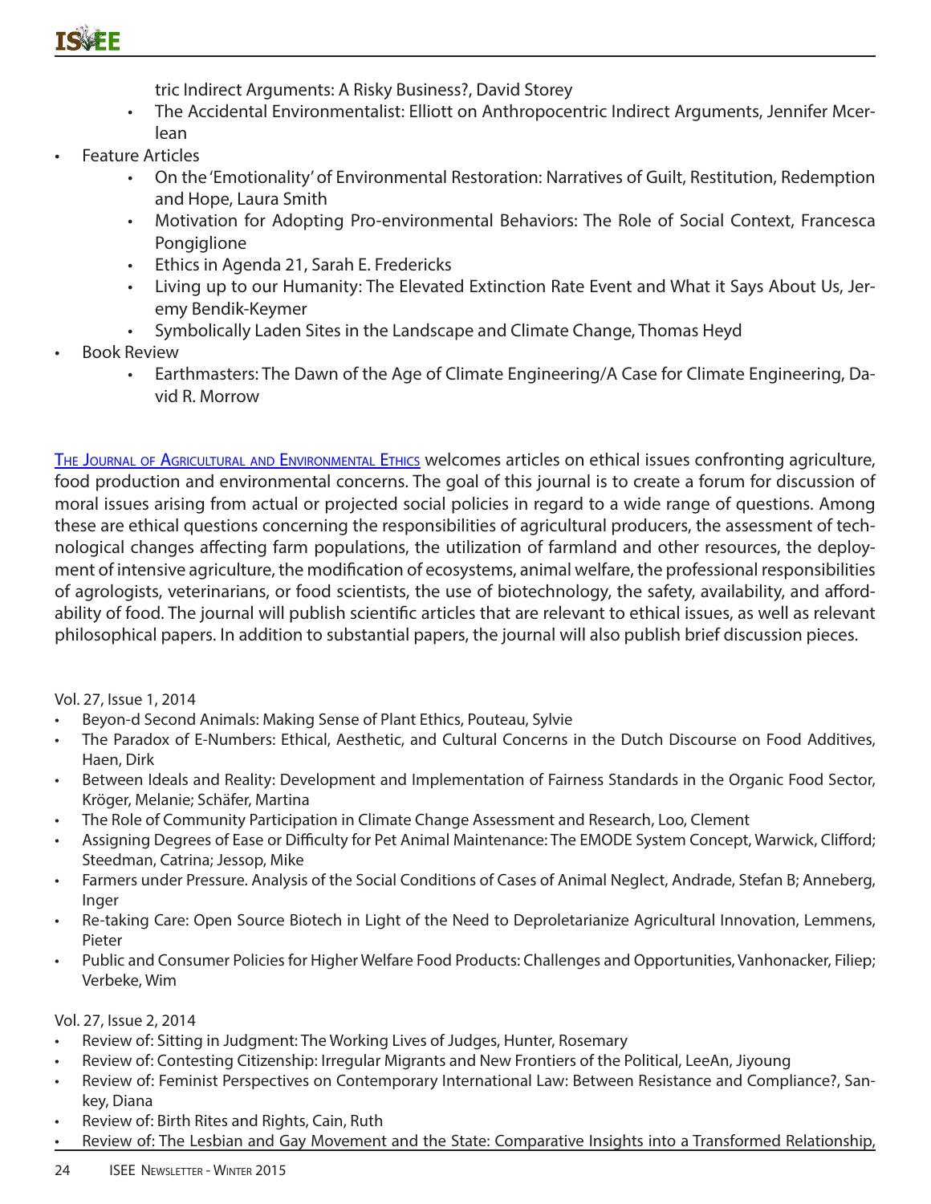- tric Indirect Arguments: A Risky Business?, David Storey
   - The Accidental Environmentalist: Elliott on Anthropocentric Indirect Arguments, Jennifer Mcerlean
- Feature Articles
   - On the 'Emotionality' of Environmental Restoration: Narratives of Guilt, Restitution, Redemption and Hope, Laura Smith
   - Motivation for Adopting Pro-environmental Behaviors: The Role of Social Context, Francesca Pongiglione
   - Ethics in Agenda 21, Sarah E. Fredericks
   - Living up to our Humanity: The Elevated Extinction Rate Event and What it Says About Us, Jeremy Bendik-Keymer
   - Symbolically Laden Sites in the Landscape and Climate Change, Thomas Heyd
- Book Review
   - Earthmasters: The Dawn of the Age of Climate Engineering/A Case for Climate Engineering, David R. Morrow

The Journal of Agricultural and Environmental Ethics welcomes articles on ethical issues confronting agriculture, food production and environmental concerns. The goal of this journal is to create a forum for discussion of moral issues arising from actual or projected social policies in regard to a wide range of questions. Among these are ethical questions concerning the responsibilities of agricultural producers, the assessment of technological changes affecting farm populations, the utilization of farmland and other resources, the deployment of intensive agriculture, the modification of ecosystems, animal welfare, the professional responsibilities of agrologists, veterinarians, or food scientists, the use of biotechnology, the safety, availability, and affordability of food. The journal will publish scientific articles that are relevant to ethical issues, as well as relevant philosophical papers. In addition to substantial papers, the journal will also publish brief discussion pieces.

Vol. 27, Issue 1, 2014

- Beyon-d Second Animals: Making Sense of Plant Ethics, Pouteau, Sylvie
- The Paradox of E-Numbers: Ethical, Aesthetic, and Cultural Concerns in the Dutch Discourse on Food Additives, Haen, Dirk
- Between Ideals and Reality: Development and Implementation of Fairness Standards in the Organic Food Sector, Kröger, Melanie; Schäfer, Martina
- The Role of Community Participation in Climate Change Assessment and Research, Loo, Clement
- Assigning Degrees of Ease or Difficulty for Pet Animal Maintenance: The EMODE System Concept, Warwick, Clifford; Steedman, Catrina; Jessop, Mike
- Farmers under Pressure. Analysis of the Social Conditions of Cases of Animal Neglect, Andrade, Stefan B; Anneberg, Inger
- Re-taking Care: Open Source Biotech in Light of the Need to Deproletarianize Agricultural Innovation, Lemmens, Pieter
- Public and Consumer Policies for Higher Welfare Food Products: Challenges and Opportunities, Vanhonacker, Filiep; Verbeke, Wim

Vol. 27, Issue 2, 2014

- Review of: Sitting in Judgment: The Working Lives of Judges, Hunter, Rosemary
- Review of: Contesting Citizenship: Irregular Migrants and New Frontiers of the Political, LeeAn, Jiyoung
- Review of: Feminist Perspectives on Contemporary International Law: Between Resistance and Compliance?, Sankey, Diana
- Review of: Birth Rites and Rights, Cain, Ruth
- Review of: The Lesbian and Gay Movement and the State: Comparative Insights into a Transformed Relationship,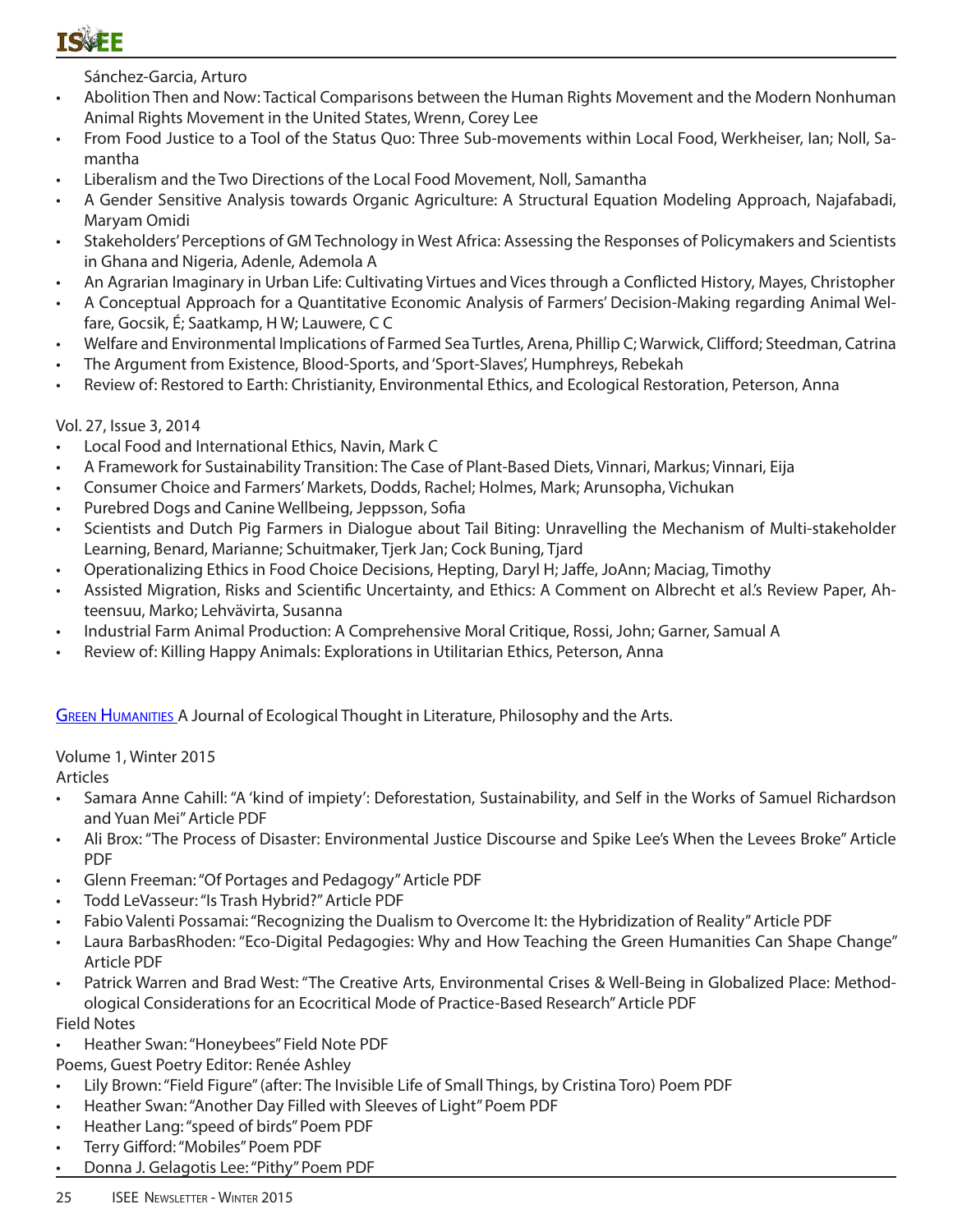Sánchez-Garcia, Arturo

- Abolition Then and Now: Tactical Comparisons between the Human Rights Movement and the Modern Nonhuman Animal Rights Movement in the United States, Wrenn, Corey Lee
- From Food Justice to a Tool of the Status Quo: Three Sub-movements within Local Food, Werkheiser, Ian; Noll, Samantha
- Liberalism and the Two Directions of the Local Food Movement, Noll, Samantha
- A Gender Sensitive Analysis towards Organic Agriculture: A Structural Equation Modeling Approach, Najafabadi, Maryam Omidi
- Stakeholders' Perceptions of GM Technology in West Africa: Assessing the Responses of Policymakers and Scientists in Ghana and Nigeria, Adenle, Ademola A
- An Agrarian Imaginary in Urban Life: Cultivating Virtues and Vices through a Conflicted History, Mayes, Christopher
- A Conceptual Approach for a Quantitative Economic Analysis of Farmers' Decision-Making regarding Animal Welfare, Gocsik, É; Saatkamp, H W; Lauwere, C C
- Welfare and Environmental Implications of Farmed Sea Turtles, Arena, Phillip C; Warwick, Clifford; Steedman, Catrina
- The Argument from Existence, Blood-Sports, and 'Sport-Slaves', Humphreys, Rebekah
- Review of: Restored to Earth: Christianity, Environmental Ethics, and Ecological Restoration, Peterson, Anna

Vol. 27, Issue 3, 2014

- Local Food and International Ethics, Navin, Mark C
- A Framework for Sustainability Transition: The Case of Plant-Based Diets, Vinnari, Markus; Vinnari, Eija
- Consumer Choice and Farmers' Markets, Dodds, Rachel; Holmes, Mark; Arunsopha, Vichukan
- Purebred Dogs and Canine Wellbeing, Jeppsson, Sofia
- Scientists and Dutch Pig Farmers in Dialogue about Tail Biting: Unravelling the Mechanism of Multi-stakeholder Learning, Benard, Marianne; Schuitmaker, Tjerk Jan; Cock Buning, Tjard
- Operationalizing Ethics in Food Choice Decisions, Hepting, Daryl H; Jaffe, JoAnn; Maciag, Timothy
- Assisted Migration, Risks and Scientific Uncertainty, and Ethics: A Comment on Albrecht et al.'s Review Paper, Ahteensuu, Marko; Lehvävirta, Susanna
- Industrial Farm Animal Production: A Comprehensive Moral Critique, Rossi, John; Garner, Samual A
- Review of: Killing Happy Animals: Explorations in Utilitarian Ethics, Peterson, Anna

Green Humanities A Journal of Ecological Thought in Literature, Philosophy and the Arts.

Volume 1, Winter 2015

Articles

- Samara Anne Cahill: "A 'kind of impiety': Deforestation, Sustainability, and Self in the Works of Samuel Richardson and Yuan Mei" Article PDF
- Ali Brox: "The Process of Disaster: Environmental Justice Discourse and Spike Lee's When the Levees Broke" Article PDF
- Glenn Freeman: "Of Portages and Pedagogy" Article PDF
- Todd LeVasseur: "Is Trash Hybrid?" Article PDF
- Fabio Valenti Possamai: "Recognizing the Dualism to Overcome It: the Hybridization of Reality" Article PDF
- Laura BarbasRhoden: "Eco-Digital Pedagogies: Why and How Teaching the Green Humanities Can Shape Change" Article PDF
- Patrick Warren and Brad West: "The Creative Arts, Environmental Crises & Well-Being in Globalized Place: Methodological Considerations for an Ecocritical Mode of Practice-Based Research" Article PDF

Field Notes

- Heather Swan: "Honeybees" Field Note PDF

Poems, Guest Poetry Editor: Renée Ashley

- Lily Brown: "Field Figure" (after: The Invisible Life of Small Things, by Cristina Toro) Poem PDF
- Heather Swan: "Another Day Filled with Sleeves of Light" Poem PDF
- Heather Lang: "speed of birds" Poem PDF
- Terry Gifford: "Mobiles" Poem PDF
- Donna J. Gelagotis Lee: "Pithy" Poem PDF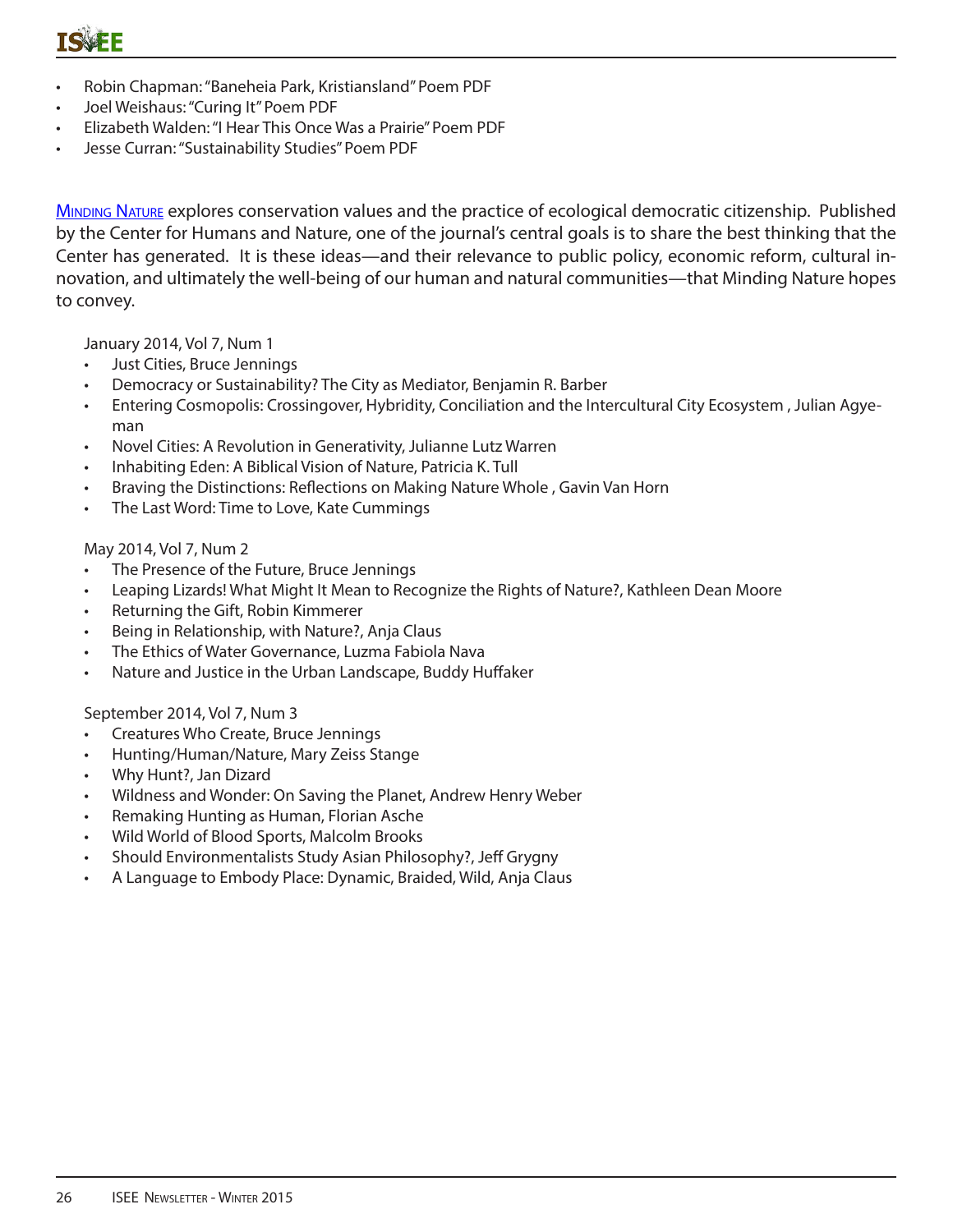- Robin Chapman: "Baneheia Park, Kristiansland" Poem PDF
- Joel Weishaus: "Curing It" Poem PDF
- Elizabeth Walden: "I Hear This Once Was a Prairie" Poem PDF
- Jesse Curran: "Sustainability Studies" Poem PDF

Minding Nature explores conservation values and the practice of ecological democratic citizenship. Published by the Center for Humans and Nature, one of the journal's central goals is to share the best thinking that the Center has generated. It is these ideas—and their relevance to public policy, economic reform, cultural innovation, and ultimately the well-being of our human and natural communities—that Minding Nature hopes to convey.

January 2014, Vol 7, Num 1

- Just Cities, Bruce Jennings
- Democracy or Sustainability? The City as Mediator, Benjamin R. Barber
- Entering Cosmopolis: Crossingover, Hybridity, Conciliation and the Intercultural City Ecosystem , Julian Agyeman
- Novel Cities: A Revolution in Generativity, Julianne Lutz Warren
- Inhabiting Eden: A Biblical Vision of Nature, Patricia K. Tull
- Braving the Distinctions: Reflections on Making Nature Whole , Gavin Van Horn
- The Last Word: Time to Love, Kate Cummings

May 2014, Vol 7, Num 2

- The Presence of the Future, Bruce Jennings
- Leaping Lizards! What Might It Mean to Recognize the Rights of Nature?, Kathleen Dean Moore
- Returning the Gift, Robin Kimmerer
- Being in Relationship, with Nature?, Anja Claus
- The Ethics of Water Governance, Luzma Fabiola Nava
- Nature and Justice in the Urban Landscape, Buddy Huffaker

September 2014, Vol 7, Num 3

- Creatures Who Create, Bruce Jennings
- Hunting/Human/Nature, Mary Zeiss Stange
- Why Hunt?, Jan Dizard
- Wildness and Wonder: On Saving the Planet, Andrew Henry Weber
- Remaking Hunting as Human, Florian Asche
- Wild World of Blood Sports, Malcolm Brooks
- Should Environmentalists Study Asian Philosophy?, Jeff Grygny
- A Language to Embody Place: Dynamic, Braided, Wild, Anja Claus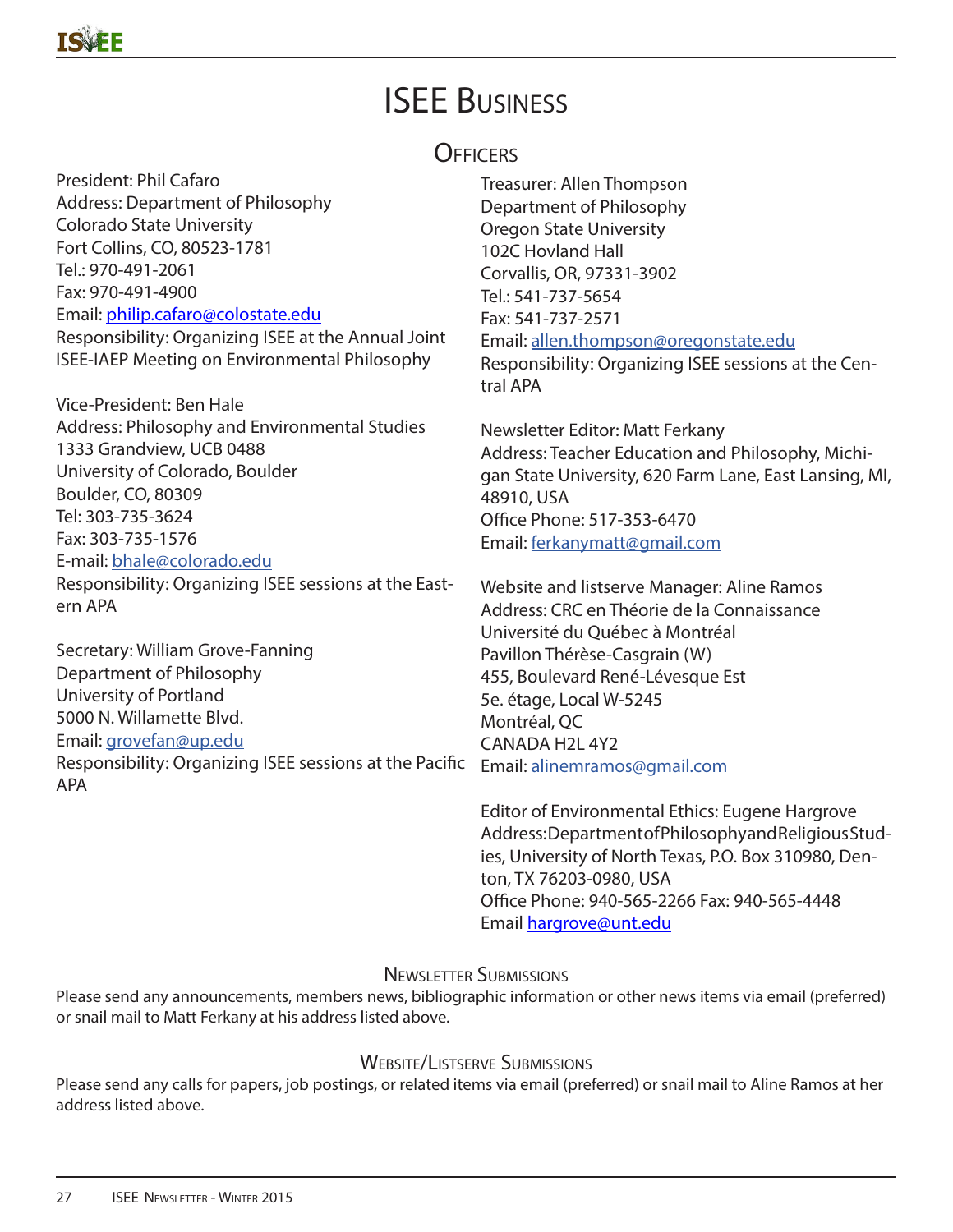# ISEE Business

## Officers

President: Phil Cafaro
Address: Department of Philosophy
Colorado State University
Fort Collins, CO, 80523-1781
Tel.: 970-491-2061
Fax: 970-491-4900
Email: philip.cafaro@colostate.edu
Responsibility: Organizing ISEE at the Annual Joint ISEE-IAEP Meeting on Environmental Philosophy

Vice-President: Ben Hale
Address: Philosophy and Environmental Studies
1333 Grandview, UCB 0488
University of Colorado, Boulder
Boulder, CO, 80309
Tel: 303-735-3624
Fax: 303-735-1576
E-mail: bhale@colorado.edu
Responsibility: Organizing ISEE sessions at the Eastern APA

Secretary: William Grove-Fanning
Department of Philosophy
University of Portland
5000 N. Willamette Blvd.
Email: grovefan@up.edu
Responsibility: Organizing ISEE sessions at the Pacific APA

Treasurer: Allen Thompson
Department of Philosophy
Oregon State University
102C Hovland Hall
Corvallis, OR, 97331-3902
Tel.: 541-737-5654
Fax: 541-737-2571
Email: allen.thompson@oregonstate.edu
Responsibility: Organizing ISEE sessions at the Central APA

Newsletter Editor: Matt Ferkany
Address: Teacher Education and Philosophy, Michigan State University, 620 Farm Lane, East Lansing, MI, 48910, USA
Office Phone: 517-353-6470
Email: ferkanymatt@gmail.com

Website and listserve Manager: Aline Ramos
Address: CRC en Théorie de la Connaissance
Université du Québec à Montréal
Pavillon Thérèse-Casgrain (W)
455, Boulevard René-Lévesque Est
5e. étage, Local W-5245
Montréal, QC
CANADA H2L 4Y2
Email: alinemramos@gmail.com

Editor of Environmental Ethics: Eugene Hargrove
Address: Department of Philosophy and Religious Studies, University of North Texas, P.O. Box 310980, Denton, TX 76203-0980, USA
Office Phone: 940-565-2266 Fax: 940-565-4448
Email hargrove@unt.edu

### Newsletter Submissions

Please send any announcements, members news, bibliographic information or other news items via email (preferred) or snail mail to Matt Ferkany at his address listed above.

### Website/Listserve Submissions

Please send any calls for papers, job postings, or related items via email (preferred) or snail mail to Aline Ramos at her address listed above.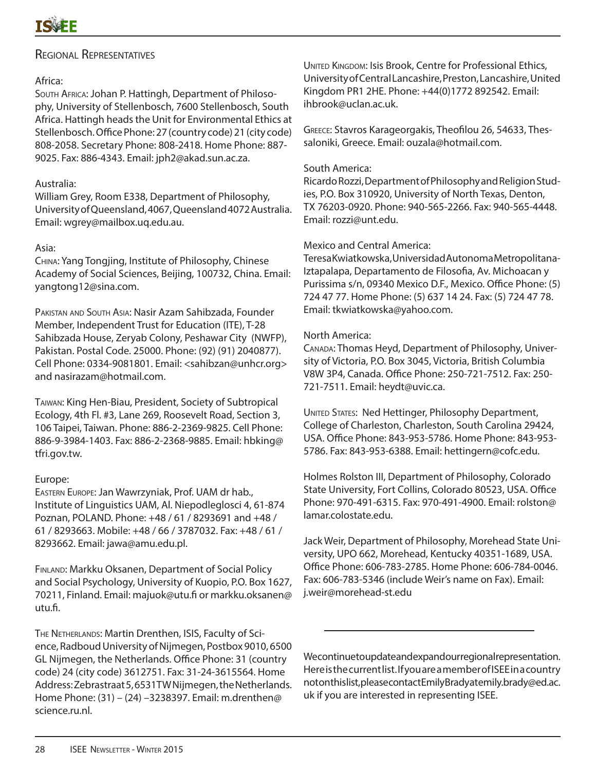## Regional Representatives

### Africa:

South Africa: Johan P. Hattingh, Department of Philosophy, University of Stellenbosch, 7600 Stellenbosch, South Africa. Hattingh heads the Unit for Environmental Ethics at Stellenbosch. Office Phone: 27 (country code) 21 (city code) 808-2058. Secretary Phone: 808-2418. Home Phone: 887-9025. Fax: 886-4343. Email: jph2@akad.sun.ac.za.

### Australia:

William Grey, Room E338, Department of Philosophy, University of Queensland, 4067, Queensland 4072 Australia. Email: wgrey@mailbox.uq.edu.au.

### Asia:

China: Yang Tongjing, Institute of Philosophy, Chinese Academy of Social Sciences, Beijing, 100732, China. Email: yangtong12@sina.com.

Pakistan and South Asia: Nasir Azam Sahibzada, Founder Member, Independent Trust for Education (ITE), T-28 Sahibzada House, Zeryab Colony, Peshawar City (NWFP), Pakistan. Postal Code. 25000. Phone: (92) (91) 2040877). Cell Phone: 0334-9081801. Email: <sahibzan@unhcr.org> and nasirazam@hotmail.com.

Taiwan: King Hen-Biau, President, Society of Subtropical Ecology, 4th Fl. #3, Lane 269, Roosevelt Road, Section 3, 106 Taipei, Taiwan. Phone: 886-2-2369-9825. Cell Phone: 886-9-3984-1403. Fax: 886-2-2368-9885. Email: hbking@tfri.gov.tw.

### Europe:

Eastern Europe: Jan Wawrzyniak, Prof. UAM dr hab., Institute of Linguistics UAM, Al. Niepodleglosci 4, 61-874 Poznan, POLAND. Phone: +48 / 61 / 8293691 and +48 / 61 / 8293663. Mobile: +48 / 66 / 3787032. Fax: +48 / 61 / 8293662. Email: jawa@amu.edu.pl.

Finland: Markku Oksanen, Department of Social Policy and Social Psychology, University of Kuopio, P.O. Box 1627, 70211, Finland. Email: majuok@utu.fi or markku.oksanen@utu.fi.

The Netherlands: Martin Drenthen, ISIS, Faculty of Science, Radboud University of Nijmegen, Postbox 9010, 6500 GL Nijmegen, the Netherlands. Office Phone: 31 (country code) 24 (city code) 3612751. Fax: 31-24-3615564. Home Address: Zebrastraat 5, 6531TW Nijmegen, the Netherlands. Home Phone: (31) – (24) –3238397. Email: m.drenthen@science.ru.nl.

United Kingdom: Isis Brook, Centre for Professional Ethics, University of Central Lancashire, Preston, Lancashire, United Kingdom PR1 2HE. Phone: +44(0)1772 892542. Email: ihbrook@uclan.ac.uk.

Greece: Stavros Karageorgakis, Theofilou 26, 54633, Thessaloniki, Greece. Email: ouzala@hotmail.com.

### South America:

Ricardo Rozzi, Department of Philosophy and Religion Studies, P.O. Box 310920, University of North Texas, Denton, TX 76203-0920. Phone: 940-565-2266. Fax: 940-565-4448. Email: rozzi@unt.edu.

### Mexico and Central America:

Teresa Kwiatkowska, Universidad Autonoma Metropolitana-Iztapalapa, Departamento de Filosofia, Av. Michoacan y Purissima s/n, 09340 Mexico D.F., Mexico. Office Phone: (5) 724 47 77. Home Phone: (5) 637 14 24. Fax: (5) 724 47 78. Email: tkwiatkowska@yahoo.com.

### North America:

Canada: Thomas Heyd, Department of Philosophy, University of Victoria, P.O. Box 3045, Victoria, British Columbia V8W 3P4, Canada. Office Phone: 250-721-7512. Fax: 250-721-7511. Email: heydt@uvic.ca.

United States: Ned Hettinger, Philosophy Department, College of Charleston, Charleston, South Carolina 29424, USA. Office Phone: 843-953-5786. Home Phone: 843-953-5786. Fax: 843-953-6388. Email: hettingern@cofc.edu.

Holmes Rolston III, Department of Philosophy, Colorado State University, Fort Collins, Colorado 80523, USA. Office Phone: 970-491-6315. Fax: 970-491-4900. Email: rolston@lamar.colostate.edu.

Jack Weir, Department of Philosophy, Morehead State University, UPO 662, Morehead, Kentucky 40351-1689, USA. Office Phone: 606-783-2785. Home Phone: 606-784-0046. Fax: 606-783-5346 (include Weir's name on Fax). Email: j.weir@morehead-st.edu

---

We continue to update and expand our regional representation. Here is the current list. If you are a member of ISEE in a country not on this list, please contact Emily Brady at emily.brady@ed.ac.uk if you are interested in representing ISEE.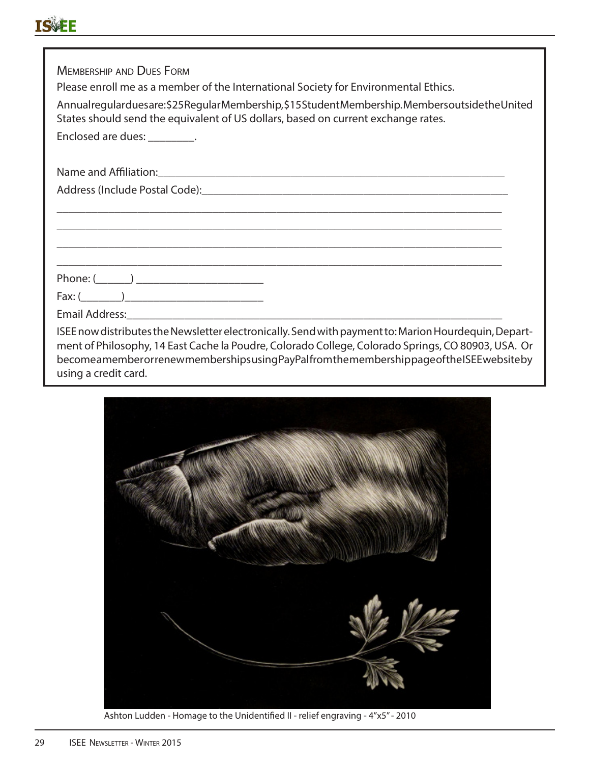## Membership and Dues Form

Please enroll me as a member of the International Society for Environmental Ethics.

Annual regular dues are: $25 Regular Membership, $15 Student Membership. Members outside the United States should send the equivalent of US dollars, based on current exchange rates.

Enclosed are dues: ________.

Name and Affiliation:______________________________________________________________

Address (Include Postal Code):______________________________________________________

__________________________________________________________________________

__________________________________________________________________________

__________________________________________________________________________

__________________________________________________________________________

Phone: (______) ______________________

Fax: (_______)________________________

Email Address:_______________________________________________________________

ISEE now distributes the Newsletter electronically. Send with payment to: Marion Hourdequin, Department of Philosophy, 14 East Cache la Poudre, Colorado College, Colorado Springs, CO 80903, USA. Or become a member or renew memberships using PayPal from the membership page of the ISEE website by using a credit card.

Ashton Ludden - Homage to the Unidentified II - relief engraving - 4″x5″ - 2010